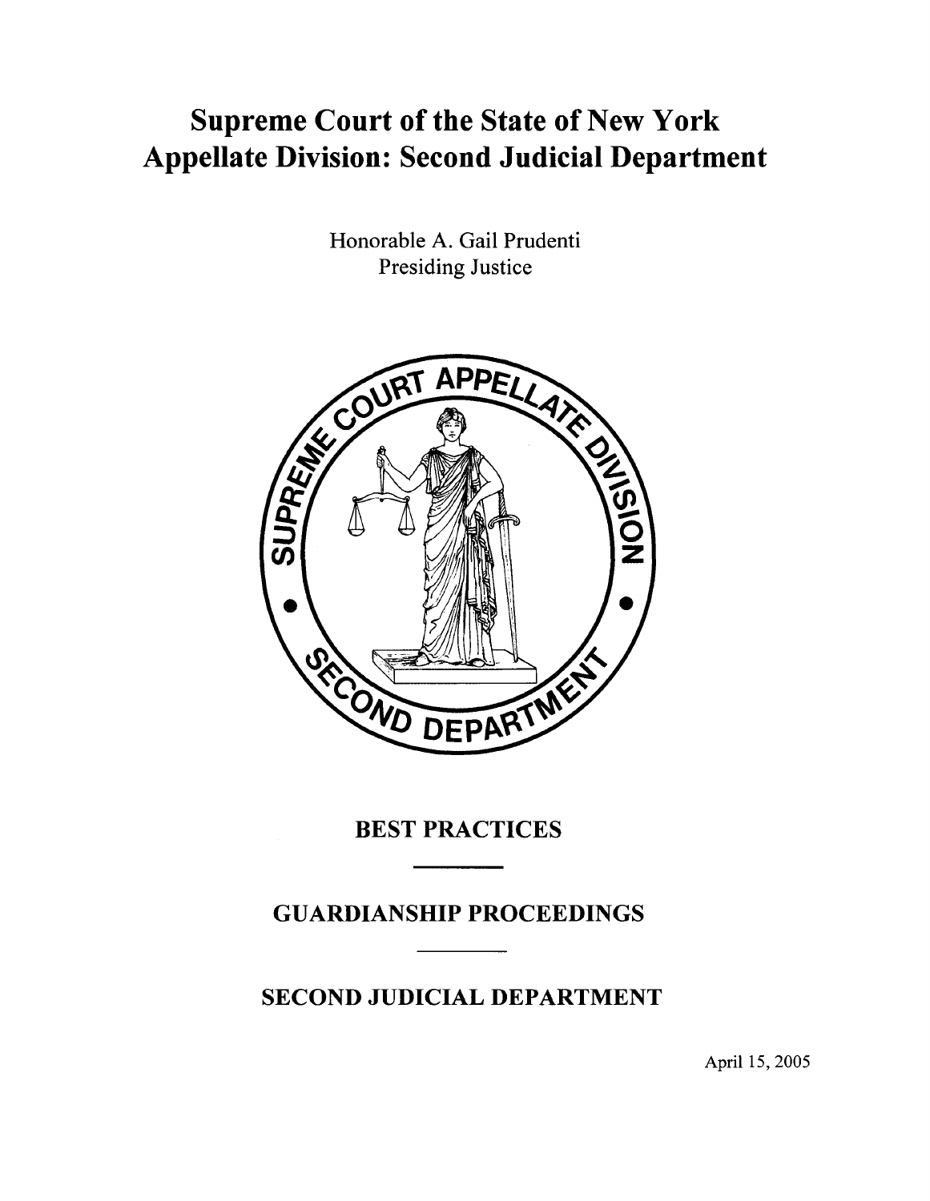# Supreme Court of the State of New York
# Appellate Division: Second Judicial Department

Honorable A. Gail Prudenti
Presiding Justice

## BEST PRACTICES

## GUARDIANSHIP PROCEEDINGS

## SECOND JUDICIAL DEPARTMENT

April 15, 2005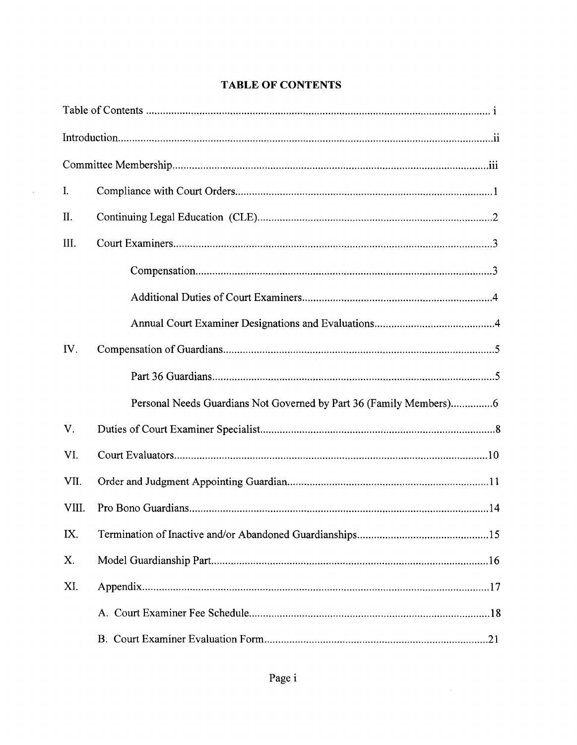# TABLE OF CONTENTS

| | | |
|---|---|---|
| Table of Contents | | i |
| Introduction | | ii |
| Committee Membership | | iii |
| I. | Compliance with Court Orders | 1 |
| II. | Continuing Legal Education (CLE) | 2 |
| III. | Court Examiners | 3 |
| | Compensation | 3 |
| | Additional Duties of Court Examiners | 4 |
| | Annual Court Examiner Designations and Evaluations | 4 |
| IV. | Compensation of Guardians | 5 |
| | Part 36 Guardians | 5 |
| | Personal Needs Guardians Not Governed by Part 36 (Family Members) | 6 |
| V. | Duties of Court Examiner Specialist | 8 |
| VI. | Court Evaluators | 10 |
| VII. | Order and Judgment Appointing Guardian | 11 |
| VIII. | Pro Bono Guardians | 14 |
| IX. | Termination of Inactive and/or Abandoned Guardianships | 15 |
| X. | Model Guardianship Part | 16 |
| XI. | Appendix | 17 |
| | A. Court Examiner Fee Schedule | 18 |
| | B. Court Examiner Evaluation Form | 21 |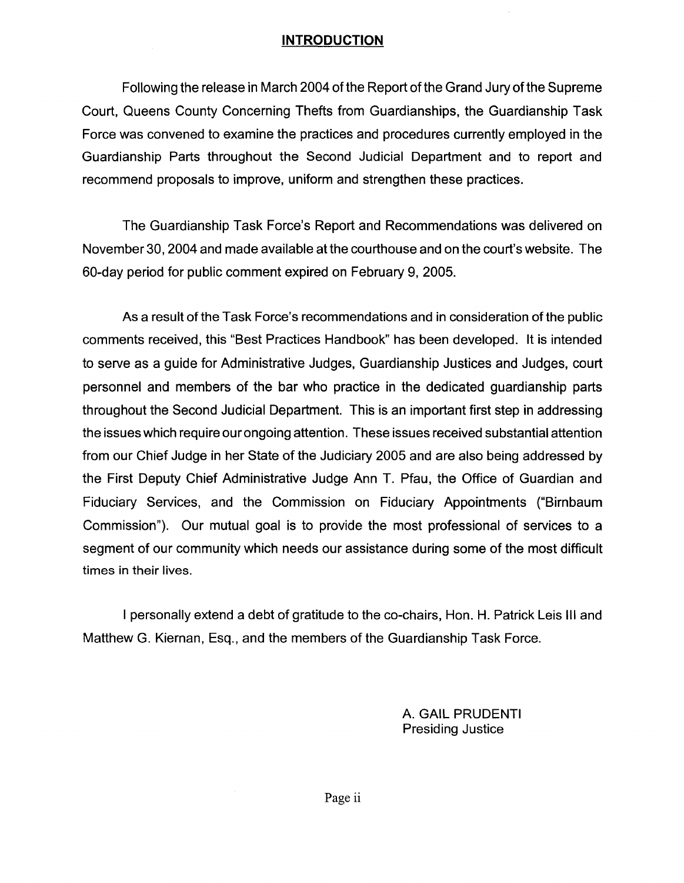# INTRODUCTION

Following the release in March 2004 of the Report of the Grand Jury of the Supreme Court, Queens County Concerning Thefts from Guardianships, the Guardianship Task Force was convened to examine the practices and procedures currently employed in the Guardianship Parts throughout the Second Judicial Department and to report and recommend proposals to improve, uniform and strengthen these practices.

The Guardianship Task Force's Report and Recommendations was delivered on November 30, 2004 and made available at the courthouse and on the court's website. The 60-day period for public comment expired on February 9, 2005.

As a result of the Task Force's recommendations and in consideration of the public comments received, this "Best Practices Handbook" has been developed. It is intended to serve as a guide for Administrative Judges, Guardianship Justices and Judges, court personnel and members of the bar who practice in the dedicated guardianship parts throughout the Second Judicial Department. This is an important first step in addressing the issues which require our ongoing attention. These issues received substantial attention from our Chief Judge in her State of the Judiciary 2005 and are also being addressed by the First Deputy Chief Administrative Judge Ann T. Pfau, the Office of Guardian and Fiduciary Services, and the Commission on Fiduciary Appointments ("Birnbaum Commission"). Our mutual goal is to provide the most professional of services to a segment of our community which needs our assistance during some of the most difficult times in their lives.

I personally extend a debt of gratitude to the co-chairs, Hon. H. Patrick Leis III and Matthew G. Kiernan, Esq., and the members of the Guardianship Task Force.

A. GAIL PRUDENTI
Presiding Justice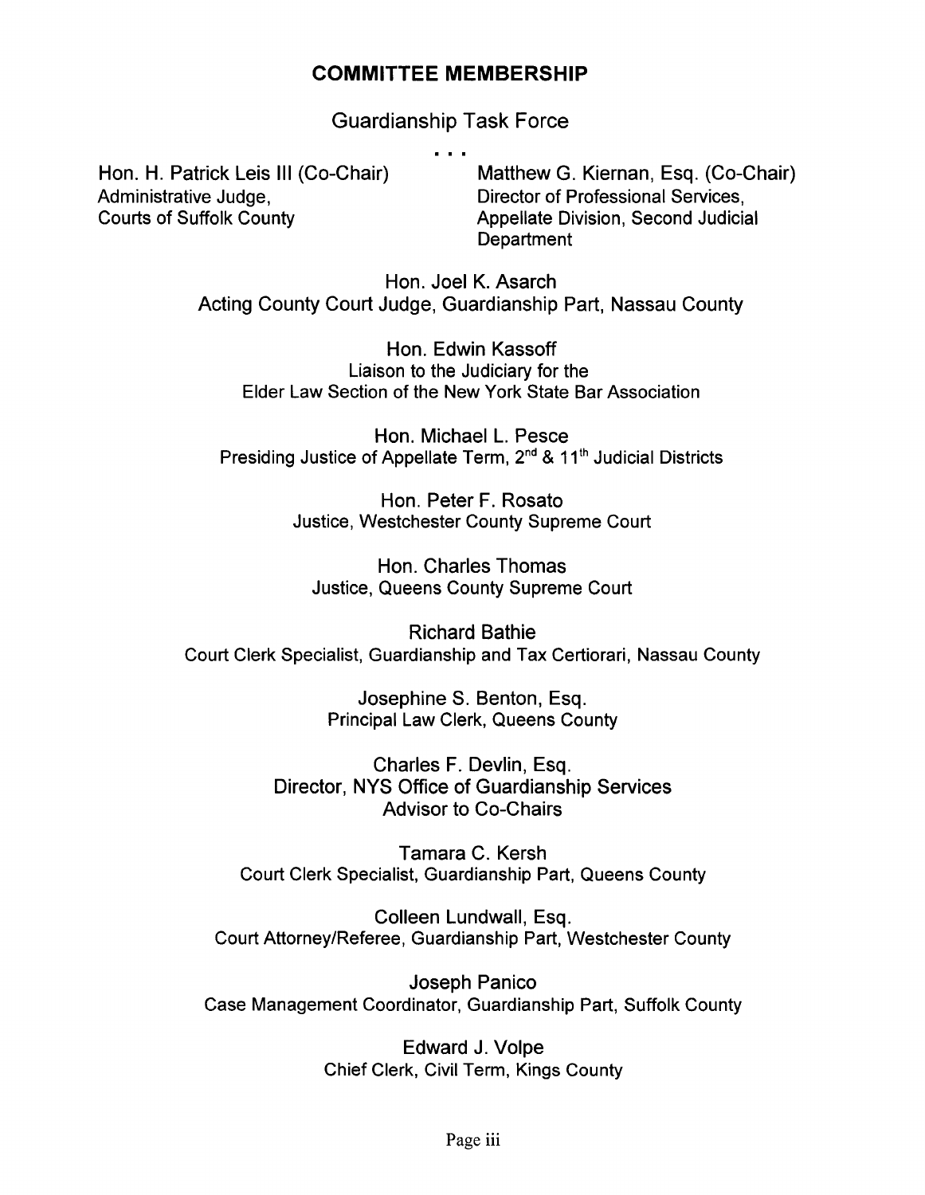## COMMITTEE MEMBERSHIP

### Guardianship Task Force

. . .

Hon. H. Patrick Leis III (Co-Chair)
Administrative Judge,
Courts of Suffolk County

Matthew G. Kiernan, Esq. (Co-Chair)
Director of Professional Services,
Appellate Division, Second Judicial Department

Hon. Joel K. Asarch
Acting County Court Judge, Guardianship Part, Nassau County

Hon. Edwin Kassoff
Liaison to the Judiciary for the
Elder Law Section of the New York State Bar Association

Hon. Michael L. Pesce
Presiding Justice of Appellate Term, 2nd & 11th Judicial Districts

Hon. Peter F. Rosato
Justice, Westchester County Supreme Court

Hon. Charles Thomas
Justice, Queens County Supreme Court

Richard Bathie
Court Clerk Specialist, Guardianship and Tax Certiorari, Nassau County

Josephine S. Benton, Esq.
Principal Law Clerk, Queens County

Charles F. Devlin, Esq.
Director, NYS Office of Guardianship Services
Advisor to Co-Chairs

Tamara C. Kersh
Court Clerk Specialist, Guardianship Part, Queens County

Colleen Lundwall, Esq.
Court Attorney/Referee, Guardianship Part, Westchester County

Joseph Panico
Case Management Coordinator, Guardianship Part, Suffolk County

Edward J. Volpe
Chief Clerk, Civil Term, Kings County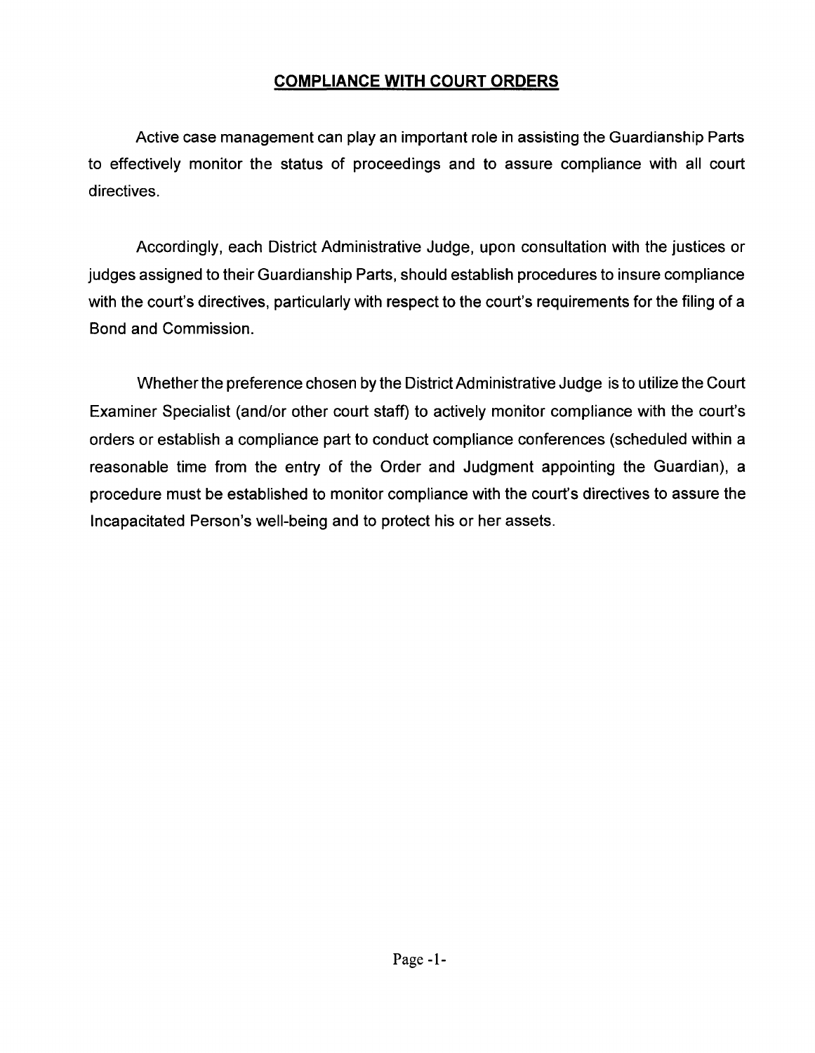## COMPLIANCE WITH COURT ORDERS

Active case management can play an important role in assisting the Guardianship Parts to effectively monitor the status of proceedings and to assure compliance with all court directives.

Accordingly, each District Administrative Judge, upon consultation with the justices or judges assigned to their Guardianship Parts, should establish procedures to insure compliance with the court's directives, particularly with respect to the court's requirements for the filing of a Bond and Commission.

Whether the preference chosen by the District Administrative Judge is to utilize the Court Examiner Specialist (and/or other court staff) to actively monitor compliance with the court's orders or establish a compliance part to conduct compliance conferences (scheduled within a reasonable time from the entry of the Order and Judgment appointing the Guardian), a procedure must be established to monitor compliance with the court's directives to assure the Incapacitated Person's well-being and to protect his or her assets.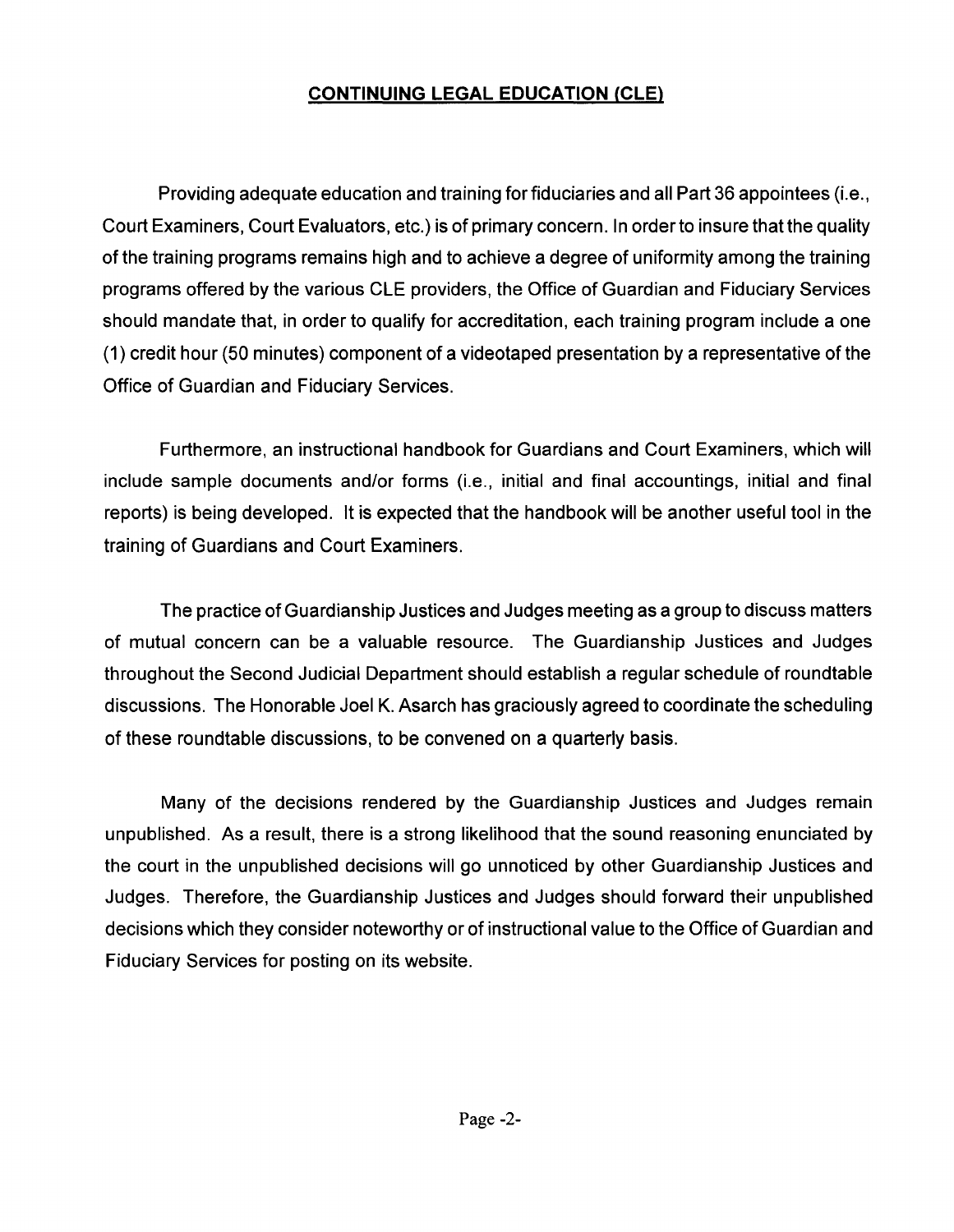## CONTINUING LEGAL EDUCATION (CLE)

Providing adequate education and training for fiduciaries and all Part 36 appointees (i.e., Court Examiners, Court Evaluators, etc.) is of primary concern. In order to insure that the quality of the training programs remains high and to achieve a degree of uniformity among the training programs offered by the various CLE providers, the Office of Guardian and Fiduciary Services should mandate that, in order to qualify for accreditation, each training program include a one (1) credit hour (50 minutes) component of a videotaped presentation by a representative of the Office of Guardian and Fiduciary Services.

Furthermore, an instructional handbook for Guardians and Court Examiners, which will include sample documents and/or forms (i.e., initial and final accountings, initial and final reports) is being developed. It is expected that the handbook will be another useful tool in the training of Guardians and Court Examiners.

The practice of Guardianship Justices and Judges meeting as a group to discuss matters of mutual concern can be a valuable resource. The Guardianship Justices and Judges throughout the Second Judicial Department should establish a regular schedule of roundtable discussions. The Honorable Joel K. Asarch has graciously agreed to coordinate the scheduling of these roundtable discussions, to be convened on a quarterly basis.

Many of the decisions rendered by the Guardianship Justices and Judges remain unpublished. As a result, there is a strong likelihood that the sound reasoning enunciated by the court in the unpublished decisions will go unnoticed by other Guardianship Justices and Judges. Therefore, the Guardianship Justices and Judges should forward their unpublished decisions which they consider noteworthy or of instructional value to the Office of Guardian and Fiduciary Services for posting on its website.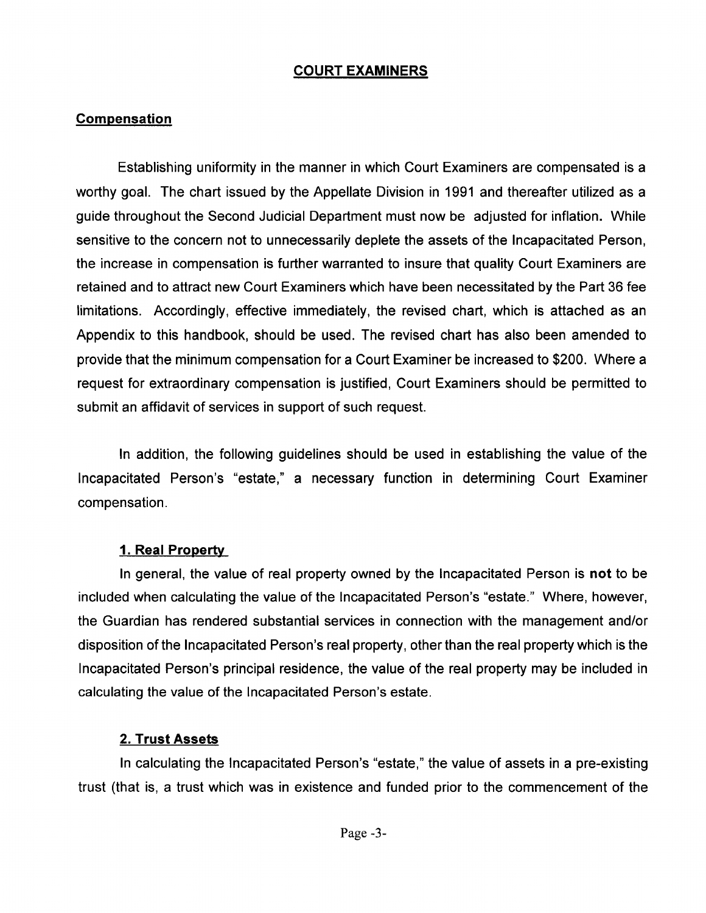## COURT EXAMINERS

### Compensation

Establishing uniformity in the manner in which Court Examiners are compensated is a worthy goal. The chart issued by the Appellate Division in 1991 and thereafter utilized as a guide throughout the Second Judicial Department must now be adjusted for inflation. While sensitive to the concern not to unnecessarily deplete the assets of the Incapacitated Person, the increase in compensation is further warranted to insure that quality Court Examiners are retained and to attract new Court Examiners which have been necessitated by the Part 36 fee limitations. Accordingly, effective immediately, the revised chart, which is attached as an Appendix to this handbook, should be used. The revised chart has also been amended to provide that the minimum compensation for a Court Examiner be increased to $200. Where a request for extraordinary compensation is justified, Court Examiners should be permitted to submit an affidavit of services in support of such request.

In addition, the following guidelines should be used in establishing the value of the Incapacitated Person's "estate," a necessary function in determining Court Examiner compensation.

#### 1. Real Property

In general, the value of real property owned by the Incapacitated Person is **not** to be included when calculating the value of the Incapacitated Person's "estate." Where, however, the Guardian has rendered substantial services in connection with the management and/or disposition of the Incapacitated Person's real property, other than the real property which is the Incapacitated Person's principal residence, the value of the real property may be included in calculating the value of the Incapacitated Person's estate.

#### 2. Trust Assets

In calculating the Incapacitated Person's "estate," the value of assets in a pre-existing trust (that is, a trust which was in existence and funded prior to the commencement of the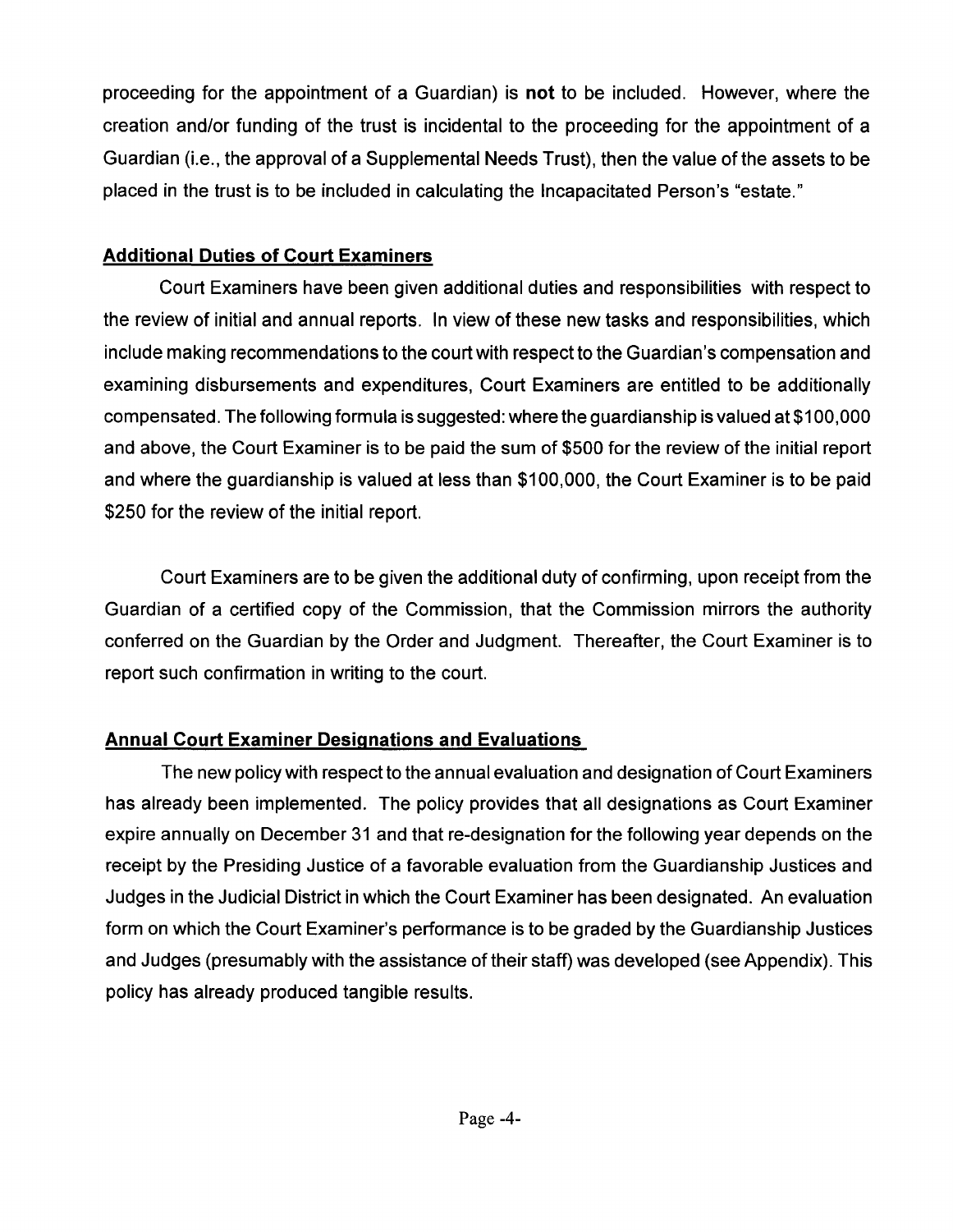proceeding for the appointment of a Guardian) is **not** to be included. However, where the creation and/or funding of the trust is incidental to the proceeding for the appointment of a Guardian (i.e., the approval of a Supplemental Needs Trust), then the value of the assets to be placed in the trust is to be included in calculating the Incapacitated Person's "estate."

## Additional Duties of Court Examiners

Court Examiners have been given additional duties and responsibilities with respect to the review of initial and annual reports. In view of these new tasks and responsibilities, which include making recommendations to the court with respect to the Guardian's compensation and examining disbursements and expenditures, Court Examiners are entitled to be additionally compensated. The following formula is suggested: where the guardianship is valued at $100,000 and above, the Court Examiner is to be paid the sum of $500 for the review of the initial report and where the guardianship is valued at less than $100,000, the Court Examiner is to be paid $250 for the review of the initial report.

Court Examiners are to be given the additional duty of confirming, upon receipt from the Guardian of a certified copy of the Commission, that the Commission mirrors the authority conferred on the Guardian by the Order and Judgment. Thereafter, the Court Examiner is to report such confirmation in writing to the court.

## Annual Court Examiner Designations and Evaluations

The new policy with respect to the annual evaluation and designation of Court Examiners has already been implemented. The policy provides that all designations as Court Examiner expire annually on December 31 and that re-designation for the following year depends on the receipt by the Presiding Justice of a favorable evaluation from the Guardianship Justices and Judges in the Judicial District in which the Court Examiner has been designated. An evaluation form on which the Court Examiner's performance is to be graded by the Guardianship Justices and Judges (presumably with the assistance of their staff) was developed (see Appendix). This policy has already produced tangible results.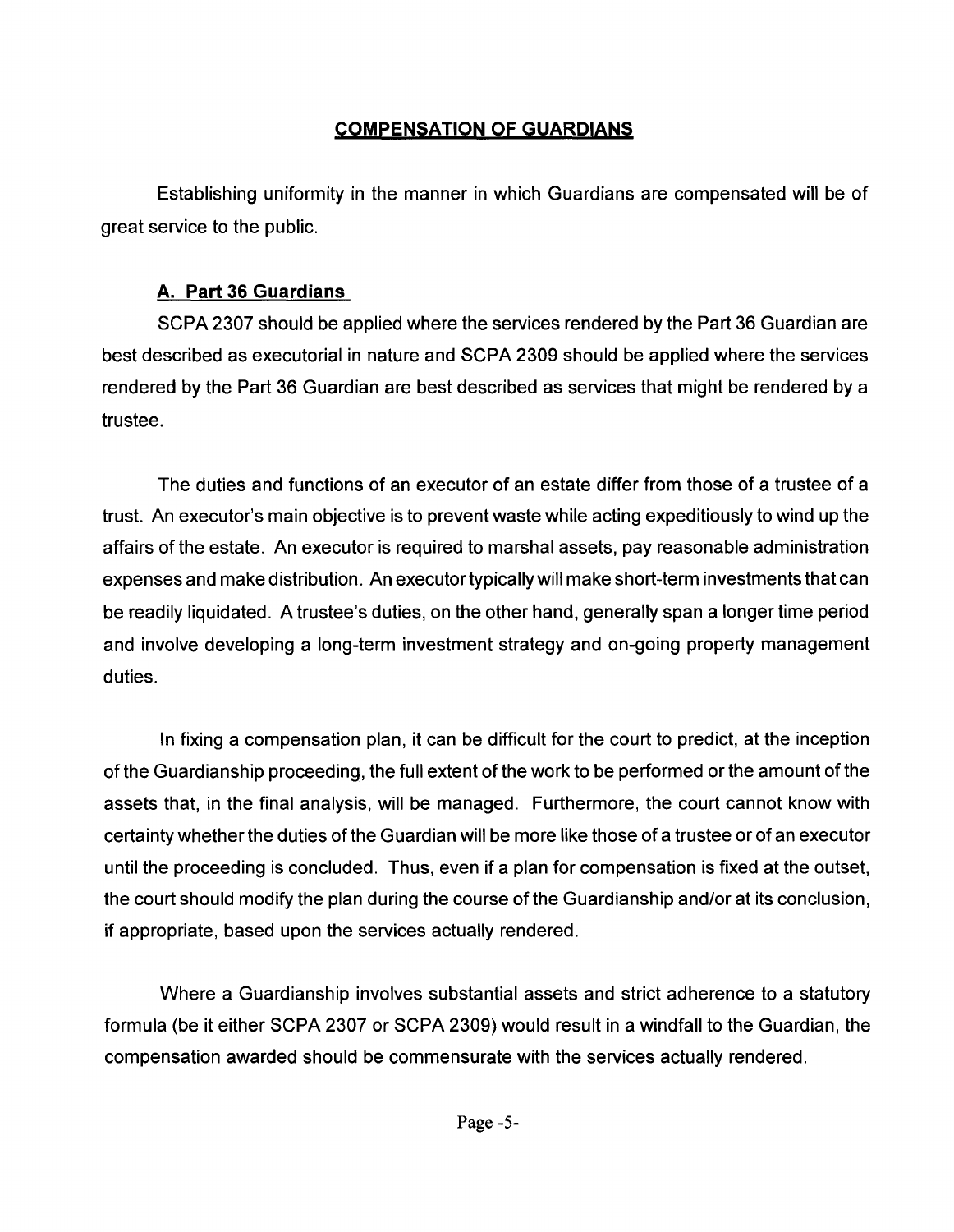## COMPENSATION OF GUARDIANS

Establishing uniformity in the manner in which Guardians are compensated will be of great service to the public.

### A. Part 36 Guardians

SCPA 2307 should be applied where the services rendered by the Part 36 Guardian are best described as executorial in nature and SCPA 2309 should be applied where the services rendered by the Part 36 Guardian are best described as services that might be rendered by a trustee.

The duties and functions of an executor of an estate differ from those of a trustee of a trust. An executor's main objective is to prevent waste while acting expeditiously to wind up the affairs of the estate. An executor is required to marshal assets, pay reasonable administration expenses and make distribution. An executor typically will make short-term investments that can be readily liquidated. A trustee's duties, on the other hand, generally span a longer time period and involve developing a long-term investment strategy and on-going property management duties.

In fixing a compensation plan, it can be difficult for the court to predict, at the inception of the Guardianship proceeding, the full extent of the work to be performed or the amount of the assets that, in the final analysis, will be managed. Furthermore, the court cannot know with certainty whether the duties of the Guardian will be more like those of a trustee or of an executor until the proceeding is concluded. Thus, even if a plan for compensation is fixed at the outset, the court should modify the plan during the course of the Guardianship and/or at its conclusion, if appropriate, based upon the services actually rendered.

Where a Guardianship involves substantial assets and strict adherence to a statutory formula (be it either SCPA 2307 or SCPA 2309) would result in a windfall to the Guardian, the compensation awarded should be commensurate with the services actually rendered.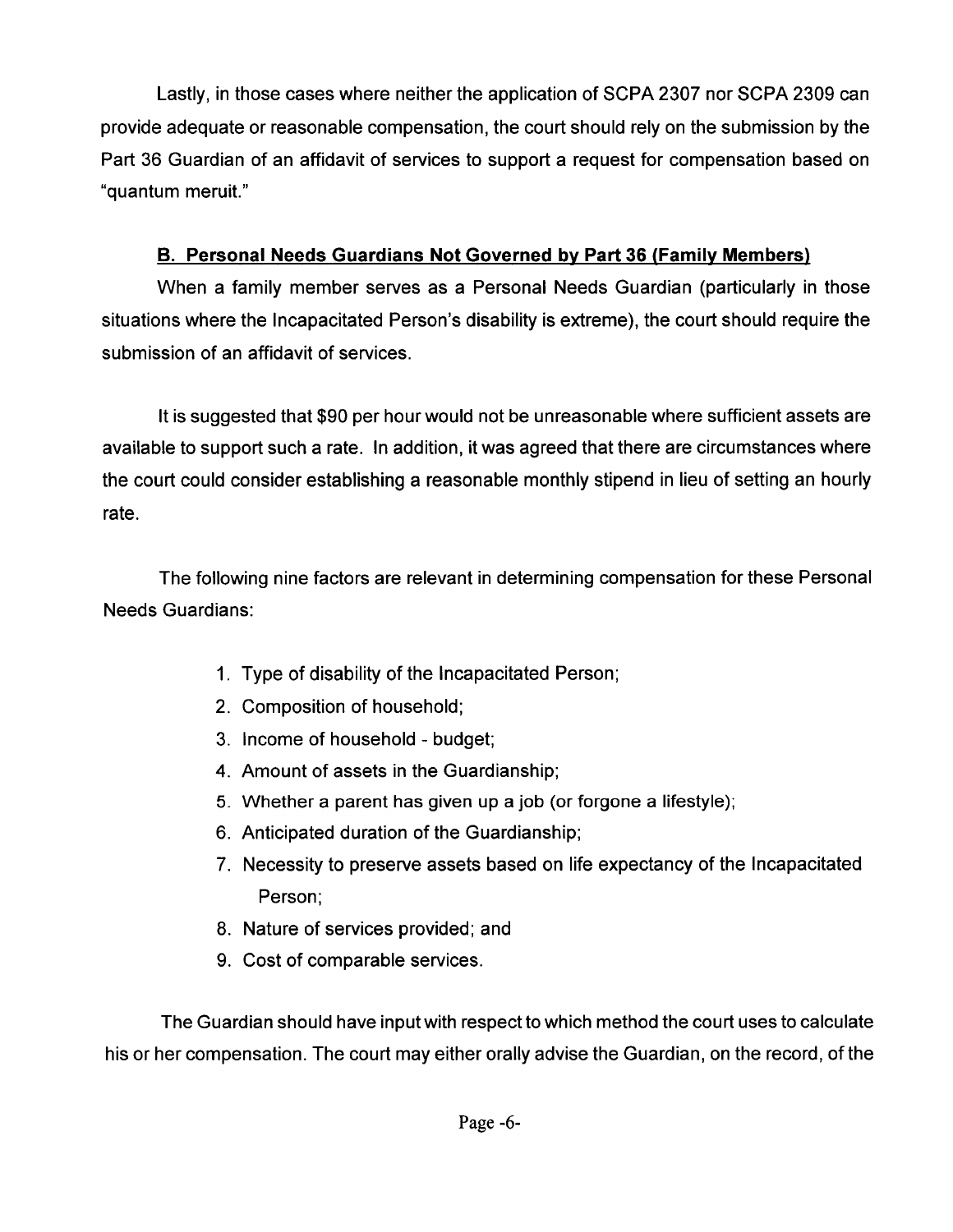Lastly, in those cases where neither the application of SCPA 2307 nor SCPA 2309 can provide adequate or reasonable compensation, the court should rely on the submission by the Part 36 Guardian of an affidavit of services to support a request for compensation based on "quantum meruit."

### B. Personal Needs Guardians Not Governed by Part 36 (Family Members)

When a family member serves as a Personal Needs Guardian (particularly in those situations where the Incapacitated Person's disability is extreme), the court should require the submission of an affidavit of services.

It is suggested that $90 per hour would not be unreasonable where sufficient assets are available to support such a rate. In addition, it was agreed that there are circumstances where the court could consider establishing a reasonable monthly stipend in lieu of setting an hourly rate.

The following nine factors are relevant in determining compensation for these Personal Needs Guardians:

1. Type of disability of the Incapacitated Person;
2. Composition of household;
3. Income of household - budget;
4. Amount of assets in the Guardianship;
5. Whether a parent has given up a job (or forgone a lifestyle);
6. Anticipated duration of the Guardianship;
7. Necessity to preserve assets based on life expectancy of the Incapacitated Person;
8. Nature of services provided; and
9. Cost of comparable services.

The Guardian should have input with respect to which method the court uses to calculate his or her compensation. The court may either orally advise the Guardian, on the record, of the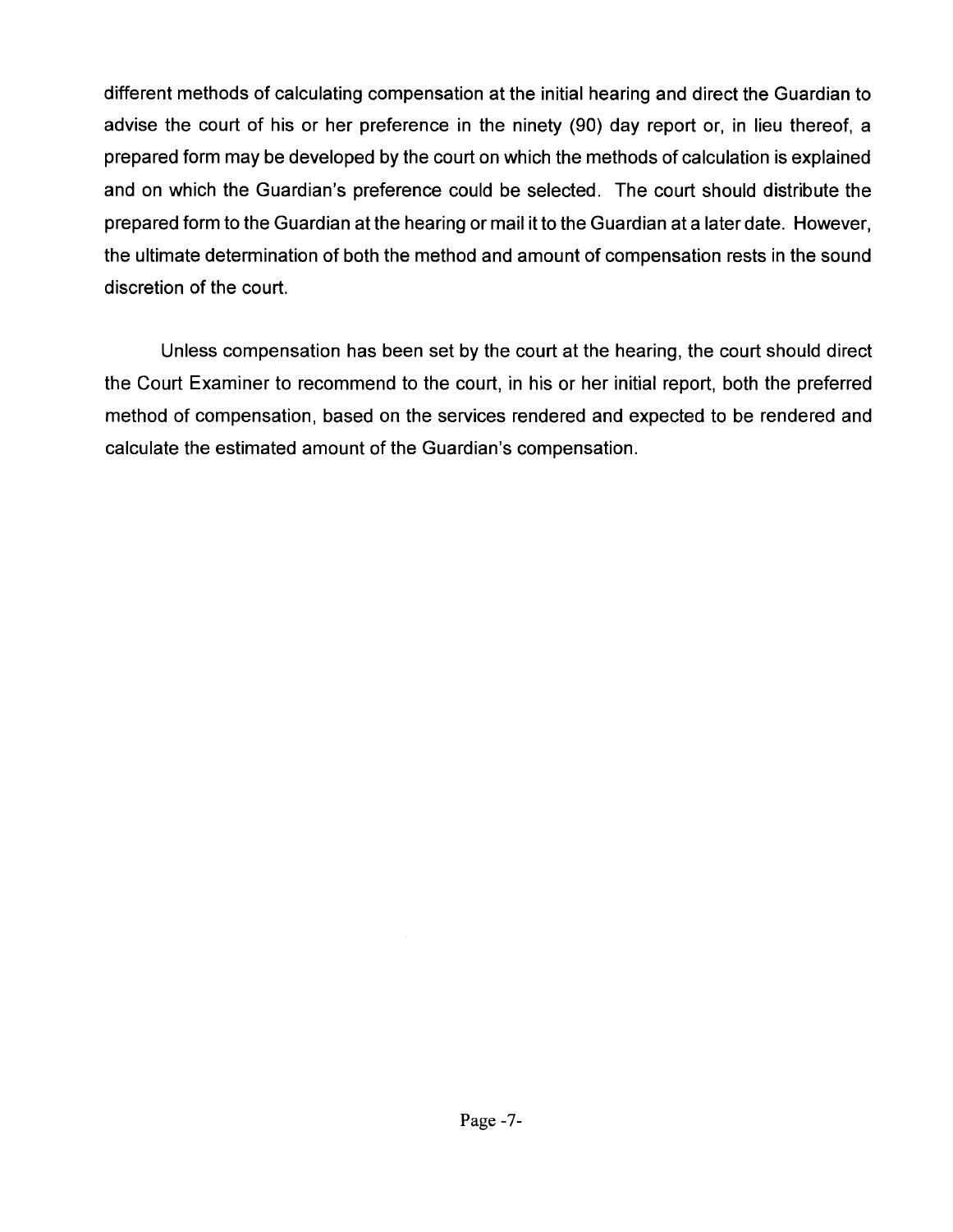different methods of calculating compensation at the initial hearing and direct the Guardian to advise the court of his or her preference in the ninety (90) day report or, in lieu thereof, a prepared form may be developed by the court on which the methods of calculation is explained and on which the Guardian's preference could be selected. The court should distribute the prepared form to the Guardian at the hearing or mail it to the Guardian at a later date. However, the ultimate determination of both the method and amount of compensation rests in the sound discretion of the court.

Unless compensation has been set by the court at the hearing, the court should direct the Court Examiner to recommend to the court, in his or her initial report, both the preferred method of compensation, based on the services rendered and expected to be rendered and calculate the estimated amount of the Guardian's compensation.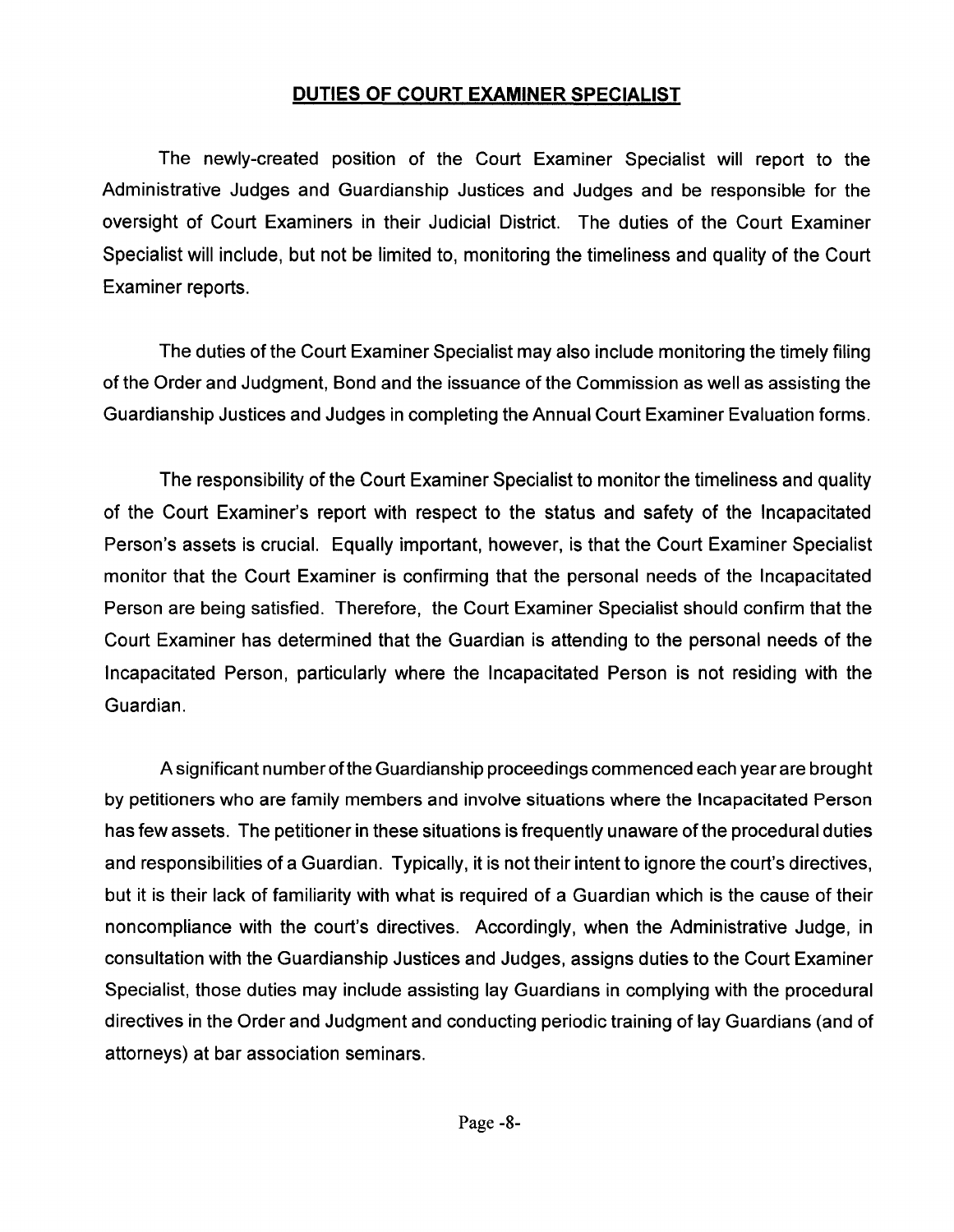## DUTIES OF COURT EXAMINER SPECIALIST

The newly-created position of the Court Examiner Specialist will report to the Administrative Judges and Guardianship Justices and Judges and be responsible for the oversight of Court Examiners in their Judicial District. The duties of the Court Examiner Specialist will include, but not be limited to, monitoring the timeliness and quality of the Court Examiner reports.

The duties of the Court Examiner Specialist may also include monitoring the timely filing of the Order and Judgment, Bond and the issuance of the Commission as well as assisting the Guardianship Justices and Judges in completing the Annual Court Examiner Evaluation forms.

The responsibility of the Court Examiner Specialist to monitor the timeliness and quality of the Court Examiner's report with respect to the status and safety of the Incapacitated Person's assets is crucial. Equally important, however, is that the Court Examiner Specialist monitor that the Court Examiner is confirming that the personal needs of the Incapacitated Person are being satisfied. Therefore, the Court Examiner Specialist should confirm that the Court Examiner has determined that the Guardian is attending to the personal needs of the Incapacitated Person, particularly where the Incapacitated Person is not residing with the Guardian.

A significant number of the Guardianship proceedings commenced each year are brought by petitioners who are family members and involve situations where the Incapacitated Person has few assets. The petitioner in these situations is frequently unaware of the procedural duties and responsibilities of a Guardian. Typically, it is not their intent to ignore the court's directives, but it is their lack of familiarity with what is required of a Guardian which is the cause of their noncompliance with the court's directives. Accordingly, when the Administrative Judge, in consultation with the Guardianship Justices and Judges, assigns duties to the Court Examiner Specialist, those duties may include assisting lay Guardians in complying with the procedural directives in the Order and Judgment and conducting periodic training of lay Guardians (and of attorneys) at bar association seminars.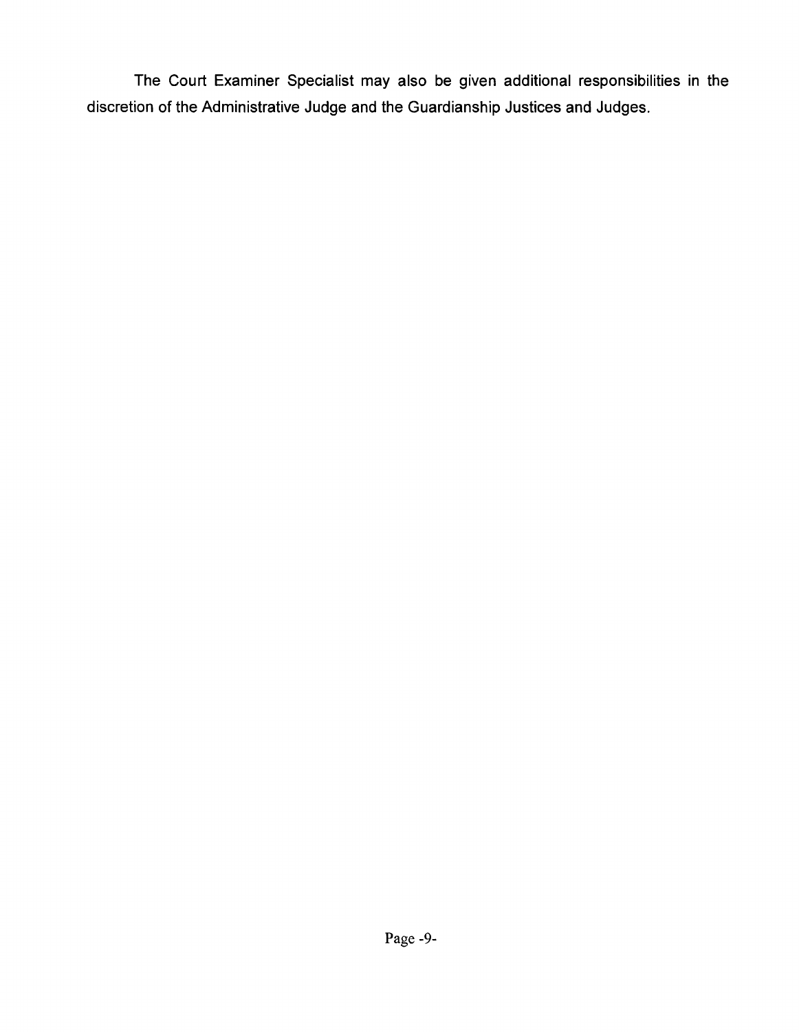The Court Examiner Specialist may also be given additional responsibilities in the discretion of the Administrative Judge and the Guardianship Justices and Judges.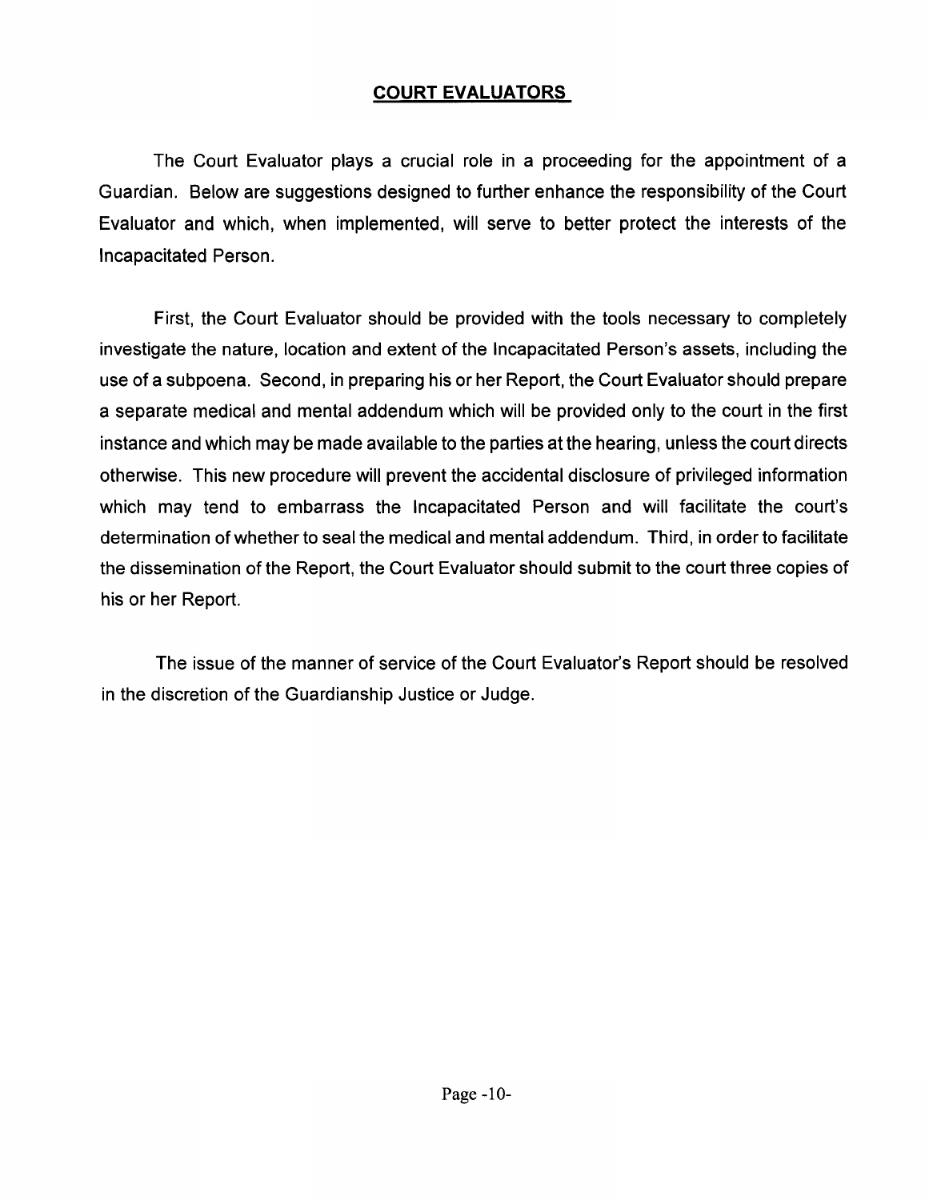## COURT EVALUATORS

The Court Evaluator plays a crucial role in a proceeding for the appointment of a Guardian. Below are suggestions designed to further enhance the responsibility of the Court Evaluator and which, when implemented, will serve to better protect the interests of the Incapacitated Person.

First, the Court Evaluator should be provided with the tools necessary to completely investigate the nature, location and extent of the Incapacitated Person's assets, including the use of a subpoena. Second, in preparing his or her Report, the Court Evaluator should prepare a separate medical and mental addendum which will be provided only to the court in the first instance and which may be made available to the parties at the hearing, unless the court directs otherwise. This new procedure will prevent the accidental disclosure of privileged information which may tend to embarrass the Incapacitated Person and will facilitate the court's determination of whether to seal the medical and mental addendum. Third, in order to facilitate the dissemination of the Report, the Court Evaluator should submit to the court three copies of his or her Report.

The issue of the manner of service of the Court Evaluator's Report should be resolved in the discretion of the Guardianship Justice or Judge.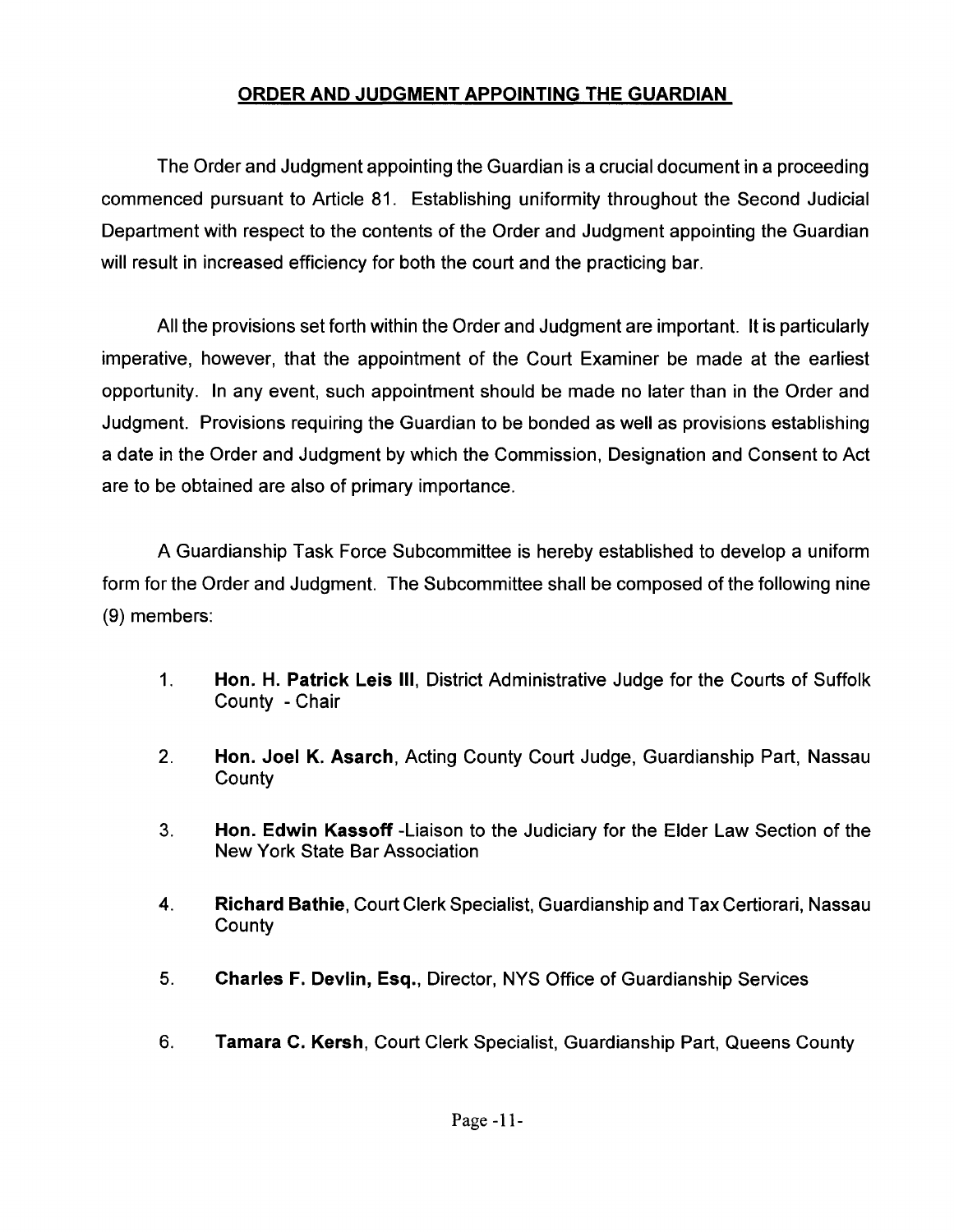## ORDER AND JUDGMENT APPOINTING THE GUARDIAN

The Order and Judgment appointing the Guardian is a crucial document in a proceeding commenced pursuant to Article 81. Establishing uniformity throughout the Second Judicial Department with respect to the contents of the Order and Judgment appointing the Guardian will result in increased efficiency for both the court and the practicing bar.

All the provisions set forth within the Order and Judgment are important. It is particularly imperative, however, that the appointment of the Court Examiner be made at the earliest opportunity. In any event, such appointment should be made no later than in the Order and Judgment. Provisions requiring the Guardian to be bonded as well as provisions establishing a date in the Order and Judgment by which the Commission, Designation and Consent to Act are to be obtained are also of primary importance.

A Guardianship Task Force Subcommittee is hereby established to develop a uniform form for the Order and Judgment. The Subcommittee shall be composed of the following nine (9) members:

1. **Hon. H. Patrick Leis III**, District Administrative Judge for the Courts of Suffolk County - Chair
2. **Hon. Joel K. Asarch**, Acting County Court Judge, Guardianship Part, Nassau County
3. **Hon. Edwin Kassoff** -Liaison to the Judiciary for the Elder Law Section of the New York State Bar Association
4. **Richard Bathie**, Court Clerk Specialist, Guardianship and Tax Certiorari, Nassau County
5. **Charles F. Devlin, Esq.**, Director, NYS Office of Guardianship Services
6. **Tamara C. Kersh**, Court Clerk Specialist, Guardianship Part, Queens County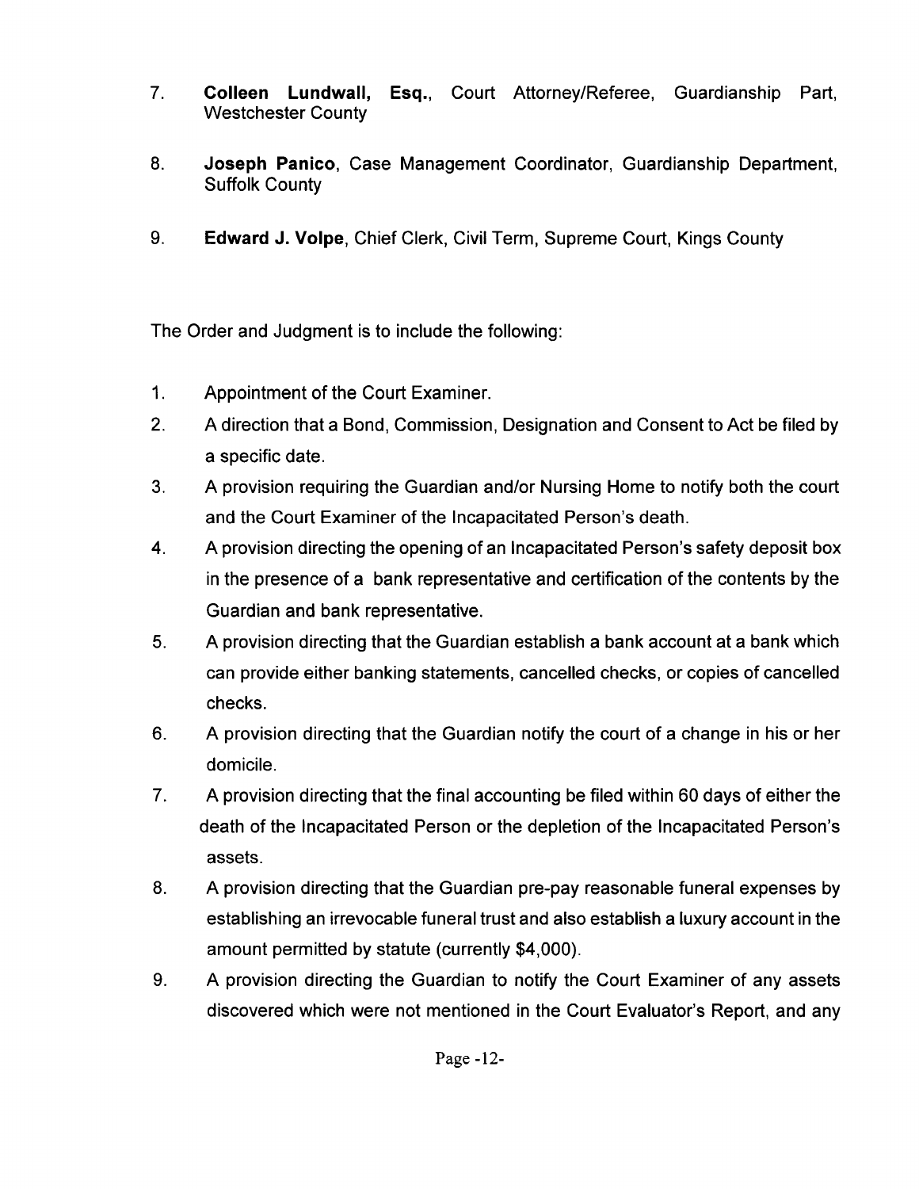7. **Colleen Lundwall, Esq.**, Court Attorney/Referee, Guardianship Part, Westchester County

8. **Joseph Panico**, Case Management Coordinator, Guardianship Department, Suffolk County

9. **Edward J. Volpe**, Chief Clerk, Civil Term, Supreme Court, Kings County

The Order and Judgment is to include the following:

1. Appointment of the Court Examiner.
2. A direction that a Bond, Commission, Designation and Consent to Act be filed by a specific date.
3. A provision requiring the Guardian and/or Nursing Home to notify both the court and the Court Examiner of the Incapacitated Person's death.
4. A provision directing the opening of an Incapacitated Person's safety deposit box in the presence of a bank representative and certification of the contents by the Guardian and bank representative.
5. A provision directing that the Guardian establish a bank account at a bank which can provide either banking statements, cancelled checks, or copies of cancelled checks.
6. A provision directing that the Guardian notify the court of a change in his or her domicile.
7. A provision directing that the final accounting be filed within 60 days of either the death of the Incapacitated Person or the depletion of the Incapacitated Person's assets.
8. A provision directing that the Guardian pre-pay reasonable funeral expenses by establishing an irrevocable funeral trust and also establish a luxury account in the amount permitted by statute (currently $4,000).
9. A provision directing the Guardian to notify the Court Examiner of any assets discovered which were not mentioned in the Court Evaluator's Report, and any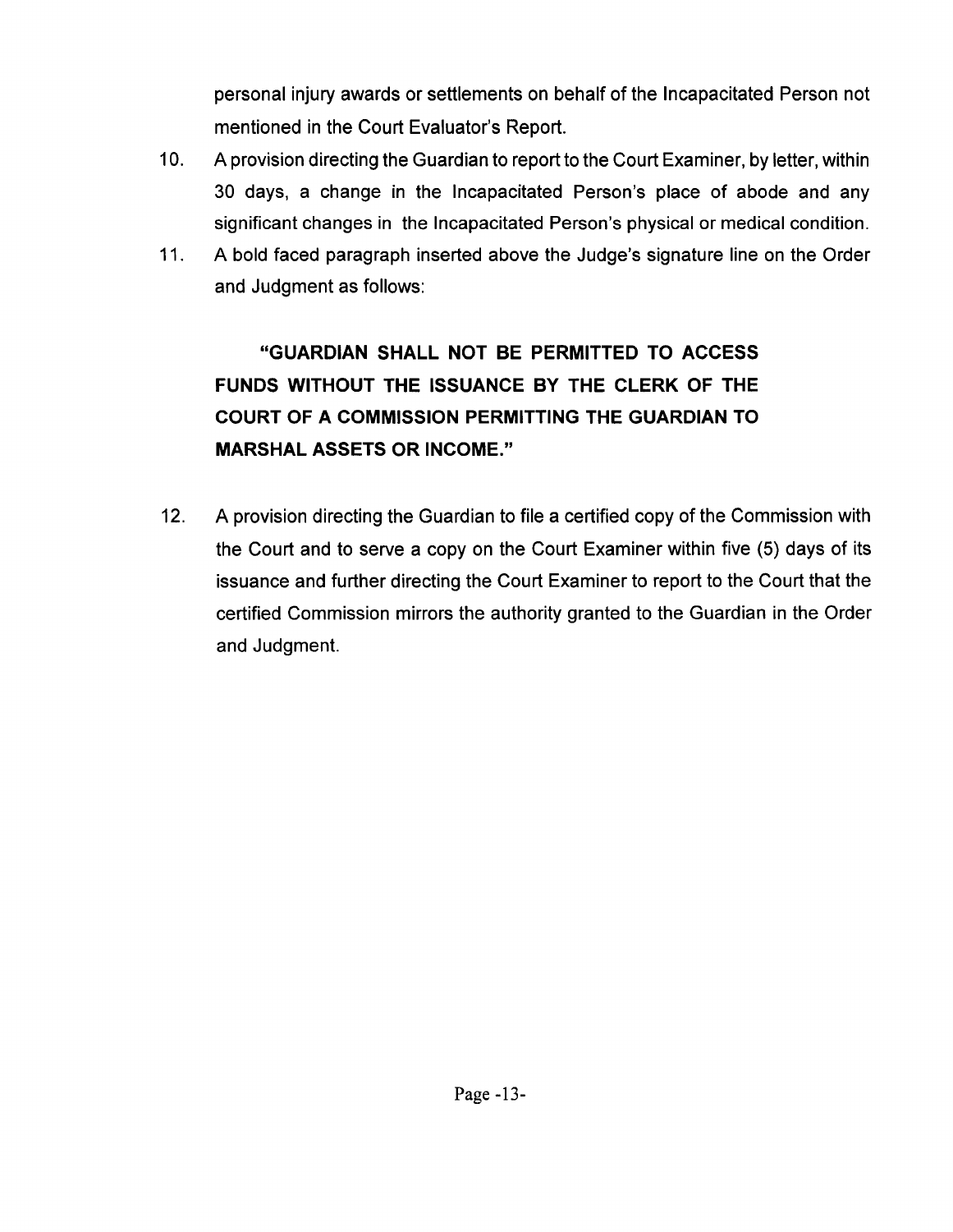personal injury awards or settlements on behalf of the Incapacitated Person not mentioned in the Court Evaluator's Report.

10. A provision directing the Guardian to report to the Court Examiner, by letter, within 30 days, a change in the Incapacitated Person's place of abode and any significant changes in the Incapacitated Person's physical or medical condition.

11. A bold faced paragraph inserted above the Judge's signature line on the Order and Judgment as follows:

    **"GUARDIAN SHALL NOT BE PERMITTED TO ACCESS FUNDS WITHOUT THE ISSUANCE BY THE CLERK OF THE COURT OF A COMMISSION PERMITTING THE GUARDIAN TO MARSHAL ASSETS OR INCOME."**

12. A provision directing the Guardian to file a certified copy of the Commission with the Court and to serve a copy on the Court Examiner within five (5) days of its issuance and further directing the Court Examiner to report to the Court that the certified Commission mirrors the authority granted to the Guardian in the Order and Judgment.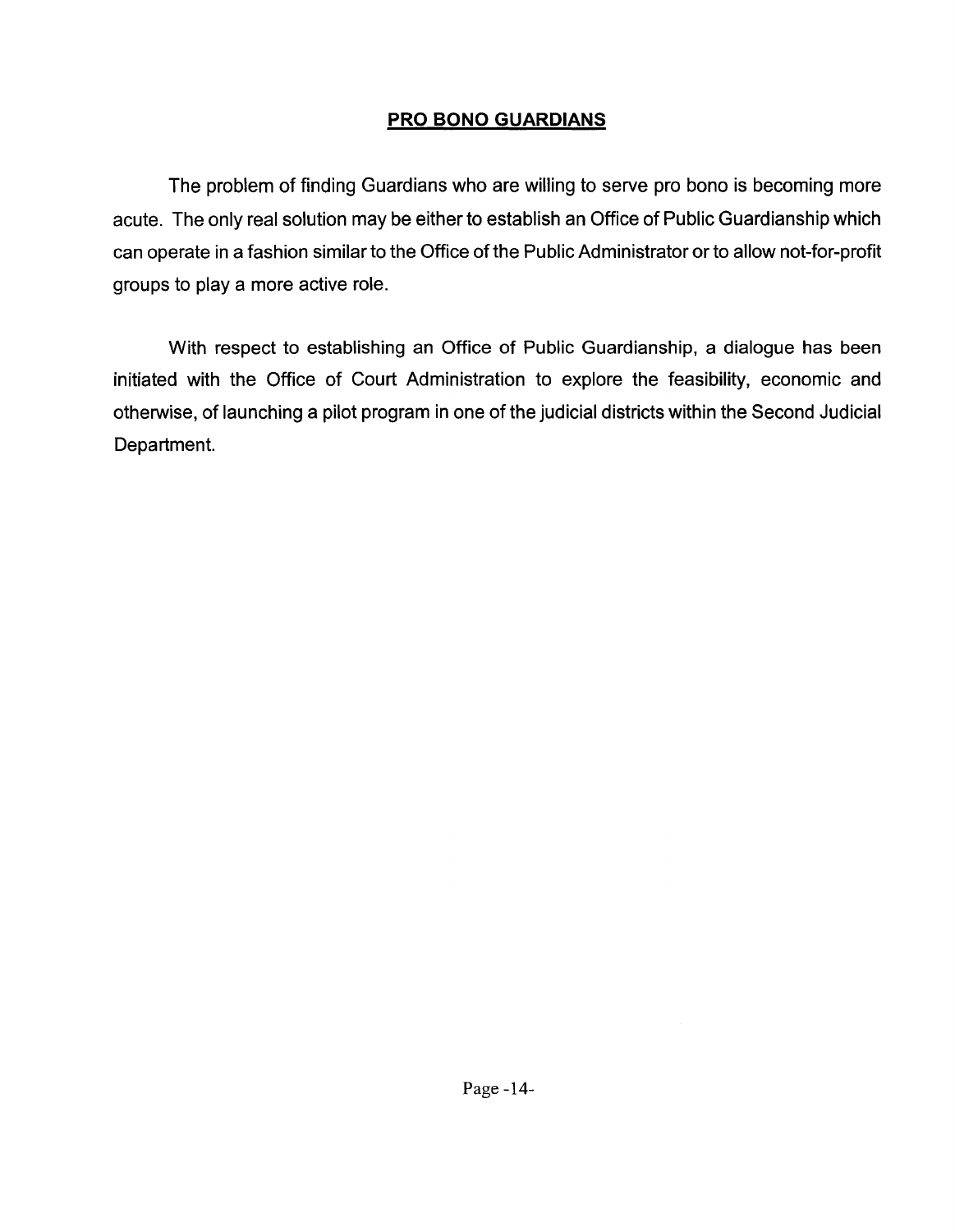## PRO BONO GUARDIANS

The problem of finding Guardians who are willing to serve pro bono is becoming more acute. The only real solution may be either to establish an Office of Public Guardianship which can operate in a fashion similar to the Office of the Public Administrator or to allow not-for-profit groups to play a more active role.

With respect to establishing an Office of Public Guardianship, a dialogue has been initiated with the Office of Court Administration to explore the feasibility, economic and otherwise, of launching a pilot program in one of the judicial districts within the Second Judicial Department.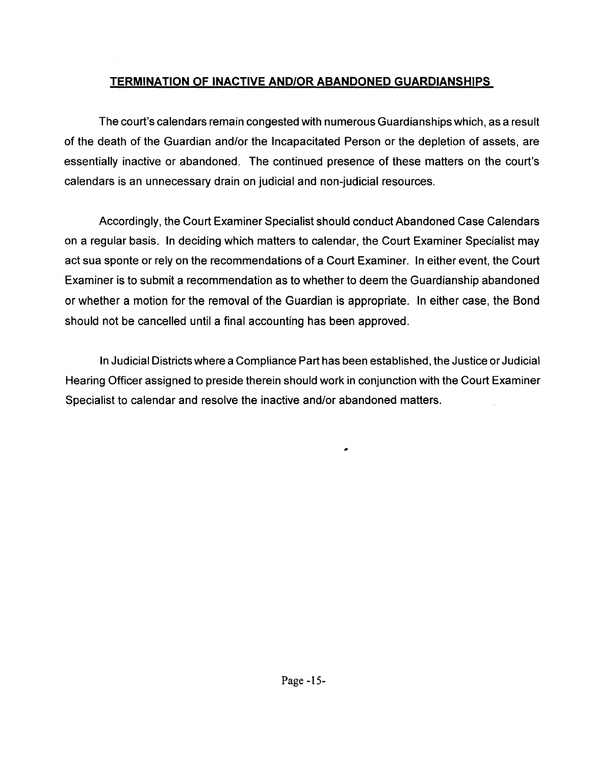## **TERMINATION OF INACTIVE AND/OR ABANDONED GUARDIANSHIPS**

The court's calendars remain congested with numerous Guardianships which, as a result of the death of the Guardian and/or the Incapacitated Person or the depletion of assets, are essentially inactive or abandoned. The continued presence of these matters on the court's calendars is an unnecessary drain on judicial and non-judicial resources.

Accordingly, the Court Examiner Specialist should conduct Abandoned Case Calendars on a regular basis. In deciding which matters to calendar, the Court Examiner Specialist may act sua sponte or rely on the recommendations of a Court Examiner. In either event, the Court Examiner is to submit a recommendation as to whether to deem the Guardianship abandoned or whether a motion for the removal of the Guardian is appropriate. In either case, the Bond should not be cancelled until a final accounting has been approved.

In Judicial Districts where a Compliance Part has been established, the Justice or Judicial Hearing Officer assigned to preside therein should work in conjunction with the Court Examiner Specialist to calendar and resolve the inactive and/or abandoned matters.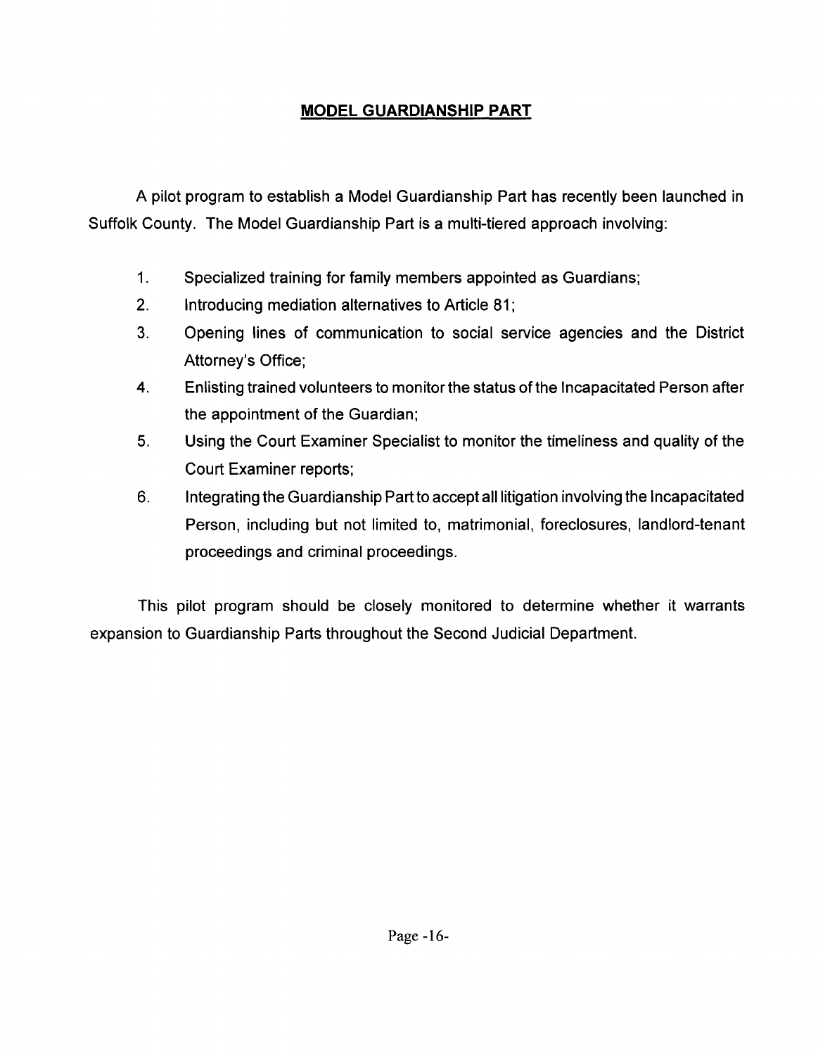## MODEL GUARDIANSHIP PART

A pilot program to establish a Model Guardianship Part has recently been launched in Suffolk County. The Model Guardianship Part is a multi-tiered approach involving:

1. Specialized training for family members appointed as Guardians;
2. Introducing mediation alternatives to Article 81;
3. Opening lines of communication to social service agencies and the District Attorney's Office;
4. Enlisting trained volunteers to monitor the status of the Incapacitated Person after the appointment of the Guardian;
5. Using the Court Examiner Specialist to monitor the timeliness and quality of the Court Examiner reports;
6. Integrating the Guardianship Part to accept all litigation involving the Incapacitated Person, including but not limited to, matrimonial, foreclosures, landlord-tenant proceedings and criminal proceedings.

This pilot program should be closely monitored to determine whether it warrants expansion to Guardianship Parts throughout the Second Judicial Department.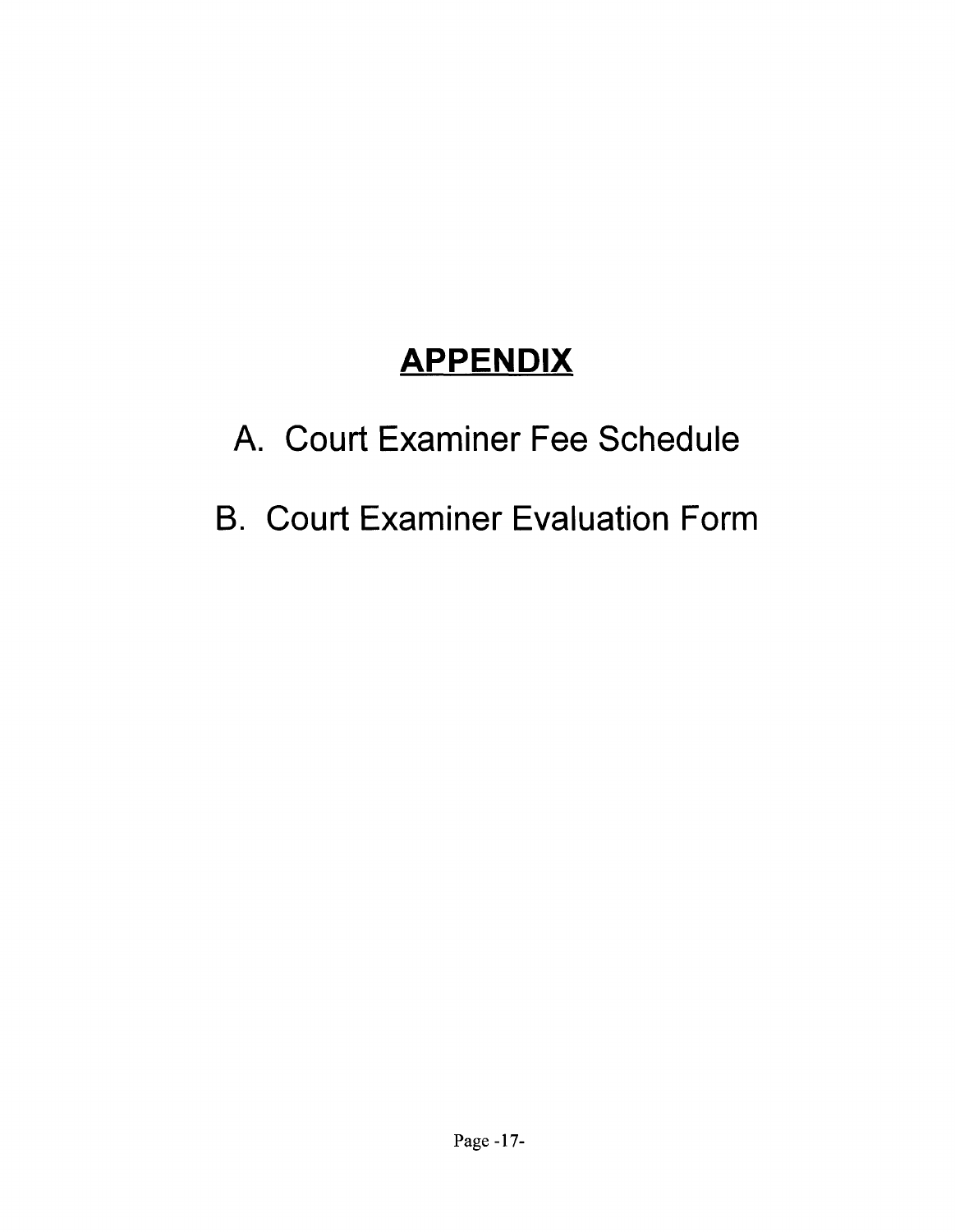# APPENDIX

A. Court Examiner Fee Schedule

B. Court Examiner Evaluation Form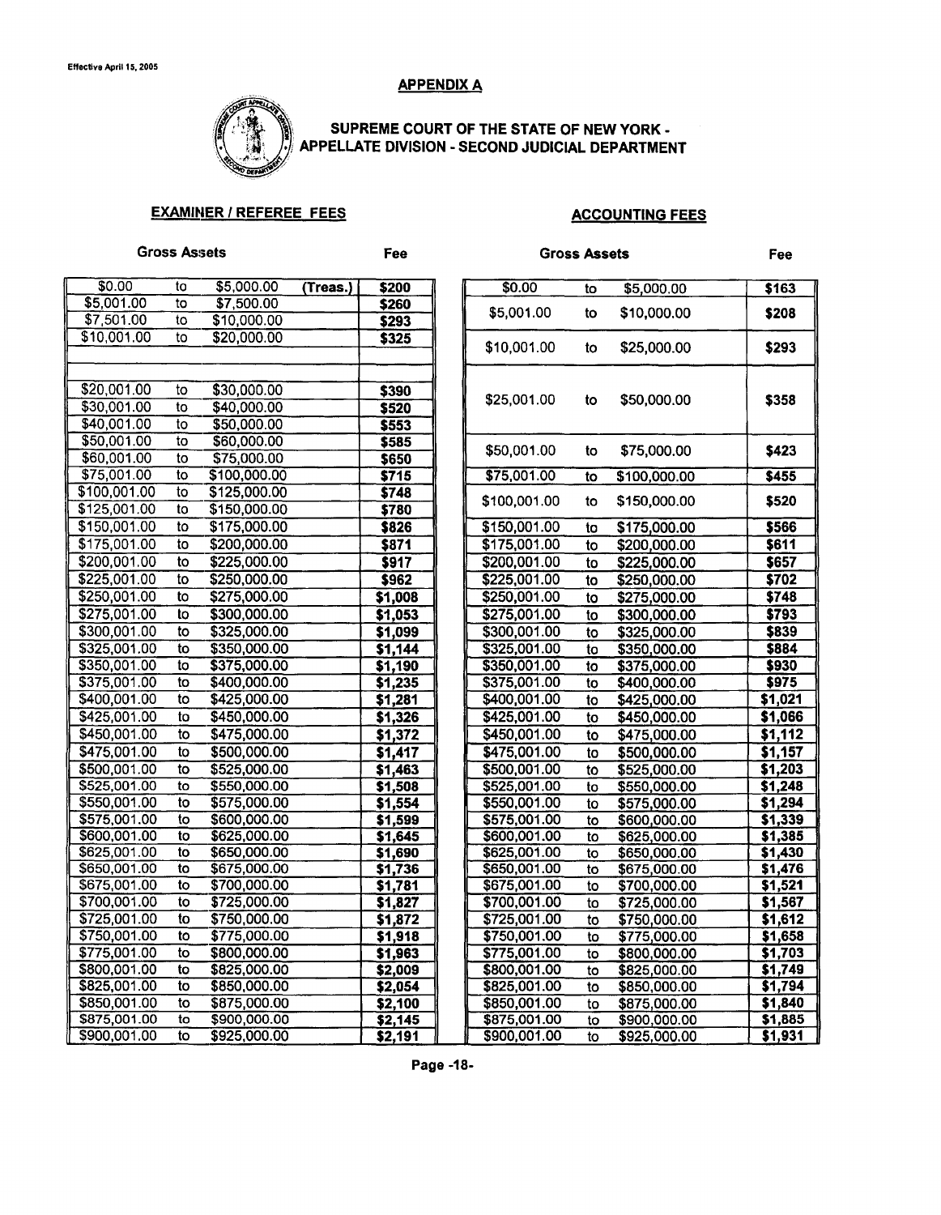Effective April 15, 2005

## APPENDIX A

### SUPREME COURT OF THE STATE OF NEW YORK - APPELLATE DIVISION - SECOND JUDICIAL DEPARTMENT

### EXAMINER / REFEREE FEES

| Gross Assets | | | | Fee |
|---|---|---|---|---|
| $0.00 | to | $5,000.00 | (Treas.) | $200 |
| $5,001.00 | to | $7,500.00 | | $260 |
| $7,501.00 | to | $10,000.00 | | $293 |
| $10,001.00 | to | $20,000.00 | | $325 |
| | | | | |
| $20,001.00 | to | $30,000.00 | | $390 |
| $30,001.00 | to | $40,000.00 | | $520 |
| $40,001.00 | to | $50,000.00 | | $553 |
| $50,001.00 | to | $60,000.00 | | $585 |
| $60,001.00 | to | $75,000.00 | | $650 |
| $75,001.00 | to | $100,000.00 | | $715 |
| $100,001.00 | to | $125,000.00 | | $748 |
| $125,001.00 | to | $150,000.00 | | $780 |
| $150,001.00 | to | $175,000.00 | | $826 |
| $175,001.00 | to | $200,000.00 | | $871 |
| $200,001.00 | to | $225,000.00 | | $917 |
| $225,001.00 | to | $250,000.00 | | $962 |
| $250,001.00 | to | $275,000.00 | | $1,008 |
| $275,001.00 | to | $300,000.00 | | $1,053 |
| $300,001.00 | to | $325,000.00 | | $1,099 |
| $325,001.00 | to | $350,000.00 | | $1,144 |
| $350,001.00 | to | $375,000.00 | | $1,190 |
| $375,001.00 | to | $400,000.00 | | $1,235 |
| $400,001.00 | to | $425,000.00 | | $1,281 |
| $425,001.00 | to | $450,000.00 | | $1,326 |
| $450,001.00 | to | $475,000.00 | | $1,372 |
| $475,001.00 | to | $500,000.00 | | $1,417 |
| $500,001.00 | to | $525,000.00 | | $1,463 |
| $525,001.00 | to | $550,000.00 | | $1,508 |
| $550,001.00 | to | $575,000.00 | | $1,554 |
| $575,001.00 | to | $600,000.00 | | $1,599 |
| $600,001.00 | to | $625,000.00 | | $1,645 |
| $625,001.00 | to | $650,000.00 | | $1,690 |
| $650,001.00 | to | $675,000.00 | | $1,736 |
| $675,001.00 | to | $700,000.00 | | $1,781 |
| $700,001.00 | to | $725,000.00 | | $1,827 |
| $725,001.00 | to | $750,000.00 | | $1,872 |
| $750,001.00 | to | $775,000.00 | | $1,918 |
| $775,001.00 | to | $800,000.00 | | $1,963 |
| $800,001.00 | to | $825,000.00 | | $2,009 |
| $825,001.00 | to | $850,000.00 | | $2,054 |
| $850,001.00 | to | $875,000.00 | | $2,100 |
| $875,001.00 | to | $900,000.00 | | $2,145 |
| $900,001.00 | to | $925,000.00 | | $2,191 |

### ACCOUNTING FEES

| Gross Assets | | | Fee |
|---|---|---|---|
| $0.00 | to | $5,000.00 | $163 |
| $5,001.00 | to | $10,000.00 | $208 |
| $10,001.00 | to | $25,000.00 | $293 |
| $25,001.00 | to | $50,000.00 | $358 |
| $50,001.00 | to | $75,000.00 | $423 |
| $75,001.00 | to | $100,000.00 | $455 |
| $100,001.00 | to | $150,000.00 | $520 |
| $150,001.00 | to | $175,000.00 | $566 |
| $175,001.00 | to | $200,000.00 | $611 |
| $200,001.00 | to | $225,000.00 | $657 |
| $225,001.00 | to | $250,000.00 | $702 |
| $250,001.00 | to | $275,000.00 | $748 |
| $275,001.00 | to | $300,000.00 | $793 |
| $300,001.00 | to | $325,000.00 | $839 |
| $325,001.00 | to | $350,000.00 | $884 |
| $350,001.00 | to | $375,000.00 | $930 |
| $375,001.00 | to | $400,000.00 | $975 |
| $400,001.00 | to | $425,000.00 | $1,021 |
| $425,001.00 | to | $450,000.00 | $1,066 |
| $450,001.00 | to | $475,000.00 | $1,112 |
| $475,001.00 | to | $500,000.00 | $1,157 |
| $500,001.00 | to | $525,000.00 | $1,203 |
| $525,001.00 | to | $550,000.00 | $1,248 |
| $550,001.00 | to | $575,000.00 | $1,294 |
| $575,001.00 | to | $600,000.00 | $1,339 |
| $600,001.00 | to | $625,000.00 | $1,385 |
| $625,001.00 | to | $650,000.00 | $1,430 |
| $650,001.00 | to | $675,000.00 | $1,476 |
| $675,001.00 | to | $700,000.00 | $1,521 |
| $700,001.00 | to | $725,000.00 | $1,567 |
| $725,001.00 | to | $750,000.00 | $1,612 |
| $750,001.00 | to | $775,000.00 | $1,658 |
| $775,001.00 | to | $800,000.00 | $1,703 |
| $800,001.00 | to | $825,000.00 | $1,749 |
| $825,001.00 | to | $850,000.00 | $1,794 |
| $850,001.00 | to | $875,000.00 | $1,840 |
| $875,001.00 | to | $900,000.00 | $1,885 |
| $900,001.00 | to | $925,000.00 | $1,931 |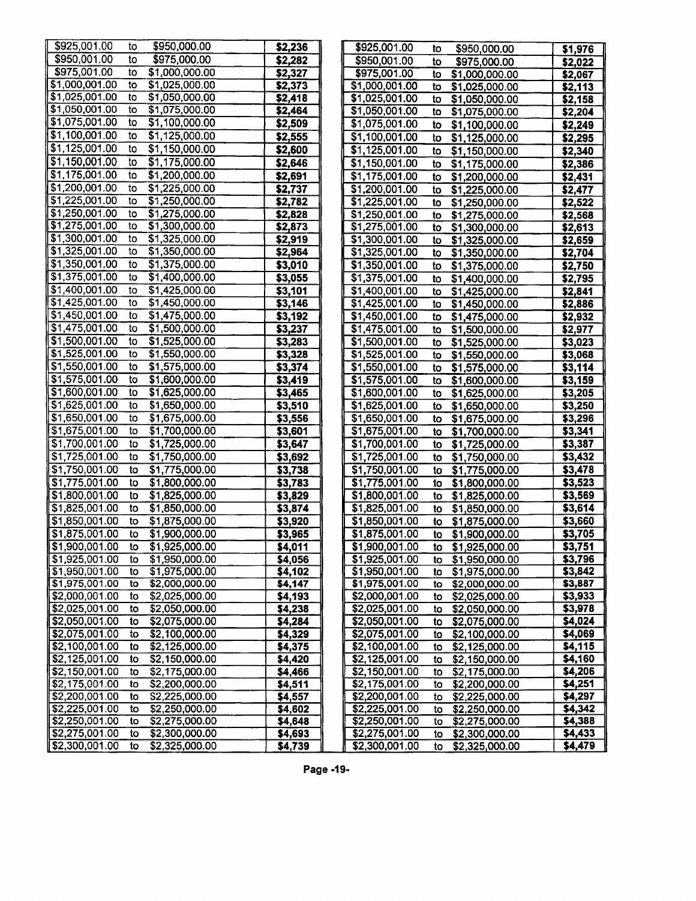|  |  |  |  |
|---|---|---|---|
| $925,001.00 | to | $950,000.00 | **$2,236** |
| $950,001.00 | to | $975,000.00 | **$2,282** |
| $975,001.00 | to | $1,000,000.00 | **$2,327** |
| $1,000,001.00 | to | $1,025,000.00 | **$2,373** |
| $1,025,001.00 | to | $1,050,000.00 | **$2,418** |
| $1,050,001.00 | to | $1,075,000.00 | **$2,464** |
| $1,075,001.00 | to | $1,100,000.00 | **$2,509** |
| $1,100,001.00 | to | $1,125,000.00 | **$2,555** |
| $1,125,001.00 | to | $1,150,000.00 | **$2,600** |
| $1,150,001.00 | to | $1,175,000.00 | **$2,646** |
| $1,175,001.00 | to | $1,200,000.00 | **$2,691** |
| $1,200,001.00 | to | $1,225,000.00 | **$2,737** |
| $1,225,001.00 | to | $1,250,000.00 | **$2,782** |
| $1,250,001.00 | to | $1,275,000.00 | **$2,828** |
| $1,275,001.00 | to | $1,300,000.00 | **$2,873** |
| $1,300,001.00 | to | $1,325,000.00 | **$2,919** |
| $1,325,001.00 | to | $1,350,000.00 | **$2,964** |
| $1,350,001.00 | to | $1,375,000.00 | **$3,010** |
| $1,375,001.00 | to | $1,400,000.00 | **$3,055** |
| $1,400,001.00 | to | $1,425,000.00 | **$3,101** |
| $1,425,001.00 | to | $1,450,000.00 | **$3,146** |
| $1,450,001.00 | to | $1,475,000.00 | **$3,192** |
| $1,475,001.00 | to | $1,500,000.00 | **$3,237** |
| $1,500,001.00 | to | $1,525,000.00 | **$3,283** |
| $1,525,001.00 | to | $1,550,000.00 | **$3,328** |
| $1,550,001.00 | to | $1,575,000.00 | **$3,374** |
| $1,575,001.00 | to | $1,600,000.00 | **$3,419** |
| $1,600,001.00 | to | $1,625,000.00 | **$3,465** |
| $1,625,001.00 | to | $1,650,000.00 | **$3,510** |
| $1,650,001.00 | to | $1,675,000.00 | **$3,556** |
| $1,675,001.00 | to | $1,700,000.00 | **$3,601** |
| $1,700,001.00 | to | $1,725,000.00 | **$3,647** |
| $1,725,001.00 | to | $1,750,000.00 | **$3,692** |
| $1,750,001.00 | to | $1,775,000.00 | **$3,738** |
| $1,775,001.00 | to | $1,800,000.00 | **$3,783** |
| $1,800,001.00 | to | $1,825,000.00 | **$3,829** |
| $1,825,001.00 | to | $1,850,000.00 | **$3,874** |
| $1,850,001.00 | to | $1,875,000.00 | **$3,920** |
| $1,875,001.00 | to | $1,900,000.00 | **$3,965** |
| $1,900,001.00 | to | $1,925,000.00 | **$4,011** |
| $1,925,001.00 | to | $1,950,000.00 | **$4,056** |
| $1,950,001.00 | to | $1,975,000.00 | **$4,102** |
| $1,975,001.00 | to | $2,000,000.00 | **$4,147** |
| $2,000,001.00 | to | $2,025,000.00 | **$4,193** |
| $2,025,001.00 | to | $2,050,000.00 | **$4,238** |
| $2,050,001.00 | to | $2,075,000.00 | **$4,284** |
| $2,075,001.00 | to | $2,100,000.00 | **$4,329** |
| $2,100,001.00 | to | $2,125,000.00 | **$4,375** |
| $2,125,001.00 | to | $2,150,000.00 | **$4,420** |
| $2,150,001.00 | to | $2,175,000.00 | **$4,466** |
| $2,175,001.00 | to | $2,200,000.00 | **$4,511** |
| $2,200,001.00 | to | $2,225,000.00 | **$4,557** |
| $2,225,001.00 | to | $2,250,000.00 | **$4,602** |
| $2,250,001.00 | to | $2,275,000.00 | **$4,648** |
| $2,275,001.00 | to | $2,300,000.00 | **$4,693** |
| $2,300,001.00 | to | $2,325,000.00 | **$4,739** |

|  |  |  |  |
|---|---|---|---|
| $925,001.00 | to | $950,000.00 | **$1,976** |
| $950,001.00 | to | $975,000.00 | **$2,022** |
| $975,001.00 | to | $1,000,000.00 | **$2,067** |
| $1,000,001.00 | to | $1,025,000.00 | **$2,113** |
| $1,025,001.00 | to | $1,050,000.00 | **$2,158** |
| $1,050,001.00 | to | $1,075,000.00 | **$2,204** |
| $1,075,001.00 | to | $1,100,000.00 | **$2,249** |
| $1,100,001.00 | to | $1,125,000.00 | **$2,295** |
| $1,125,001.00 | to | $1,150,000.00 | **$2,340** |
| $1,150,001.00 | to | $1,175,000.00 | **$2,386** |
| $1,175,001.00 | to | $1,200,000.00 | **$2,431** |
| $1,200,001.00 | to | $1,225,000.00 | **$2,477** |
| $1,225,001.00 | to | $1,250,000.00 | **$2,522** |
| $1,250,001.00 | to | $1,275,000.00 | **$2,568** |
| $1,275,001.00 | to | $1,300,000.00 | **$2,613** |
| $1,300,001.00 | to | $1,325,000.00 | **$2,659** |
| $1,325,001.00 | to | $1,350,000.00 | **$2,704** |
| $1,350,001.00 | to | $1,375,000.00 | **$2,750** |
| $1,375,001.00 | to | $1,400,000.00 | **$2,795** |
| $1,400,001.00 | to | $1,425,000.00 | **$2,841** |
| $1,425,001.00 | to | $1,450,000.00 | **$2,886** |
| $1,450,001.00 | to | $1,475,000.00 | **$2,932** |
| $1,475,001.00 | to | $1,500,000.00 | **$2,977** |
| $1,500,001.00 | to | $1,525,000.00 | **$3,023** |
| $1,525,001.00 | to | $1,550,000.00 | **$3,068** |
| $1,550,001.00 | to | $1,575,000.00 | **$3,114** |
| $1,575,001.00 | to | $1,600,000.00 | **$3,159** |
| $1,600,001.00 | to | $1,625,000.00 | **$3,205** |
| $1,625,001.00 | to | $1,650,000.00 | **$3,250** |
| $1,650,001.00 | to | $1,675,000.00 | **$3,296** |
| $1,675,001.00 | to | $1,700,000.00 | **$3,341** |
| $1,700,001.00 | to | $1,725,000.00 | **$3,387** |
| $1,725,001.00 | to | $1,750,000.00 | **$3,432** |
| $1,750,001.00 | to | $1,775,000.00 | **$3,478** |
| $1,775,001.00 | to | $1,800,000.00 | **$3,523** |
| $1,800,001.00 | to | $1,825,000.00 | **$3,569** |
| $1,825,001.00 | to | $1,850,000.00 | **$3,614** |
| $1,850,001.00 | to | $1,875,000.00 | **$3,660** |
| $1,875,001.00 | to | $1,900,000.00 | **$3,705** |
| $1,900,001.00 | to | $1,925,000.00 | **$3,751** |
| $1,925,001.00 | to | $1,950,000.00 | **$3,796** |
| $1,950,001.00 | to | $1,975,000.00 | **$3,842** |
| $1,975,001.00 | to | $2,000,000.00 | **$3,887** |
| $2,000,001.00 | to | $2,025,000.00 | **$3,933** |
| $2,025,001.00 | to | $2,050,000.00 | **$3,978** |
| $2,050,001.00 | to | $2,075,000.00 | **$4,024** |
| $2,075,001.00 | to | $2,100,000.00 | **$4,069** |
| $2,100,001.00 | to | $2,125,000.00 | **$4,115** |
| $2,125,001.00 | to | $2,150,000.00 | **$4,160** |
| $2,150,001.00 | to | $2,175,000.00 | **$4,206** |
| $2,175,001.00 | to | $2,200,000.00 | **$4,251** |
| $2,200,001.00 | to | $2,225,000.00 | **$4,297** |
| $2,225,001.00 | to | $2,250,000.00 | **$4,342** |
| $2,250,001.00 | to | $2,275,000.00 | **$4,388** |
| $2,275,001.00 | to | $2,300,000.00 | **$4,433** |
| $2,300,001.00 | to | $2,325,000.00 | **$4,479** |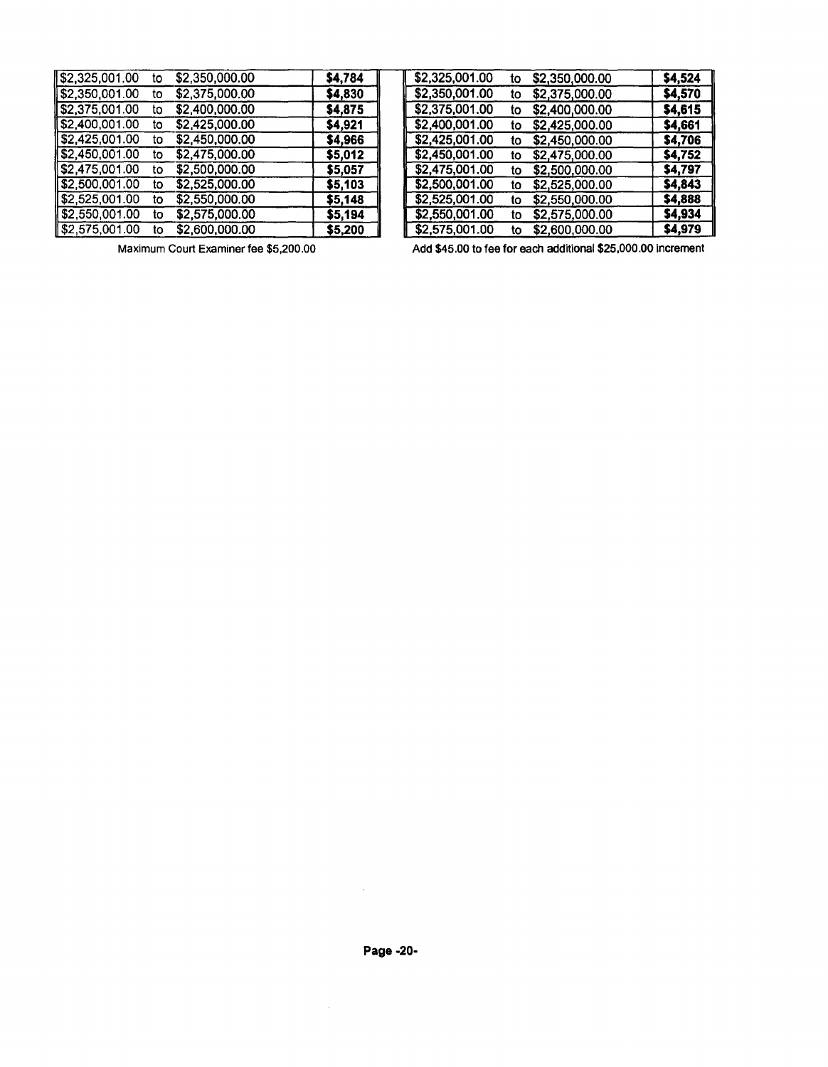| | | | |
|---|---|---|---|
| $2,325,001.00 | to | $2,350,000.00 | **$4,784** |
| $2,350,001.00 | to | $2,375,000.00 | **$4,830** |
| $2,375,001.00 | to | $2,400,000.00 | **$4,875** |
| $2,400,001.00 | to | $2,425,000.00 | **$4,921** |
| $2,425,001.00 | to | $2,450,000.00 | **$4,966** |
| $2,450,001.00 | to | $2,475,000.00 | **$5,012** |
| $2,475,001.00 | to | $2,500,000.00 | **$5,057** |
| $2,500,001.00 | to | $2,525,000.00 | **$5,103** |
| $2,525,001.00 | to | $2,550,000.00 | **$5,148** |
| $2,550,001.00 | to | $2,575,000.00 | **$5,194** |
| $2,575,001.00 | to | $2,600,000.00 | **$5,200** |

Maximum Court Examiner fee $5,200.00

| | | | |
|---|---|---|---|
| $2,325,001.00 | to | $2,350,000.00 | **$4,524** |
| $2,350,001.00 | to | $2,375,000.00 | **$4,570** |
| $2,375,001.00 | to | $2,400,000.00 | **$4,615** |
| $2,400,001.00 | to | $2,425,000.00 | **$4,661** |
| $2,425,001.00 | to | $2,450,000.00 | **$4,706** |
| $2,450,001.00 | to | $2,475,000.00 | **$4,752** |
| $2,475,001.00 | to | $2,500,000.00 | **$4,797** |
| $2,500,001.00 | to | $2,525,000.00 | **$4,843** |
| $2,525,001.00 | to | $2,550,000.00 | **$4,888** |
| $2,550,001.00 | to | $2,575,000.00 | **$4,934** |
| $2,575,001.00 | to | $2,600,000.00 | **$4,979** |

Add $45.00 to fee for each additional $25,000.00 increment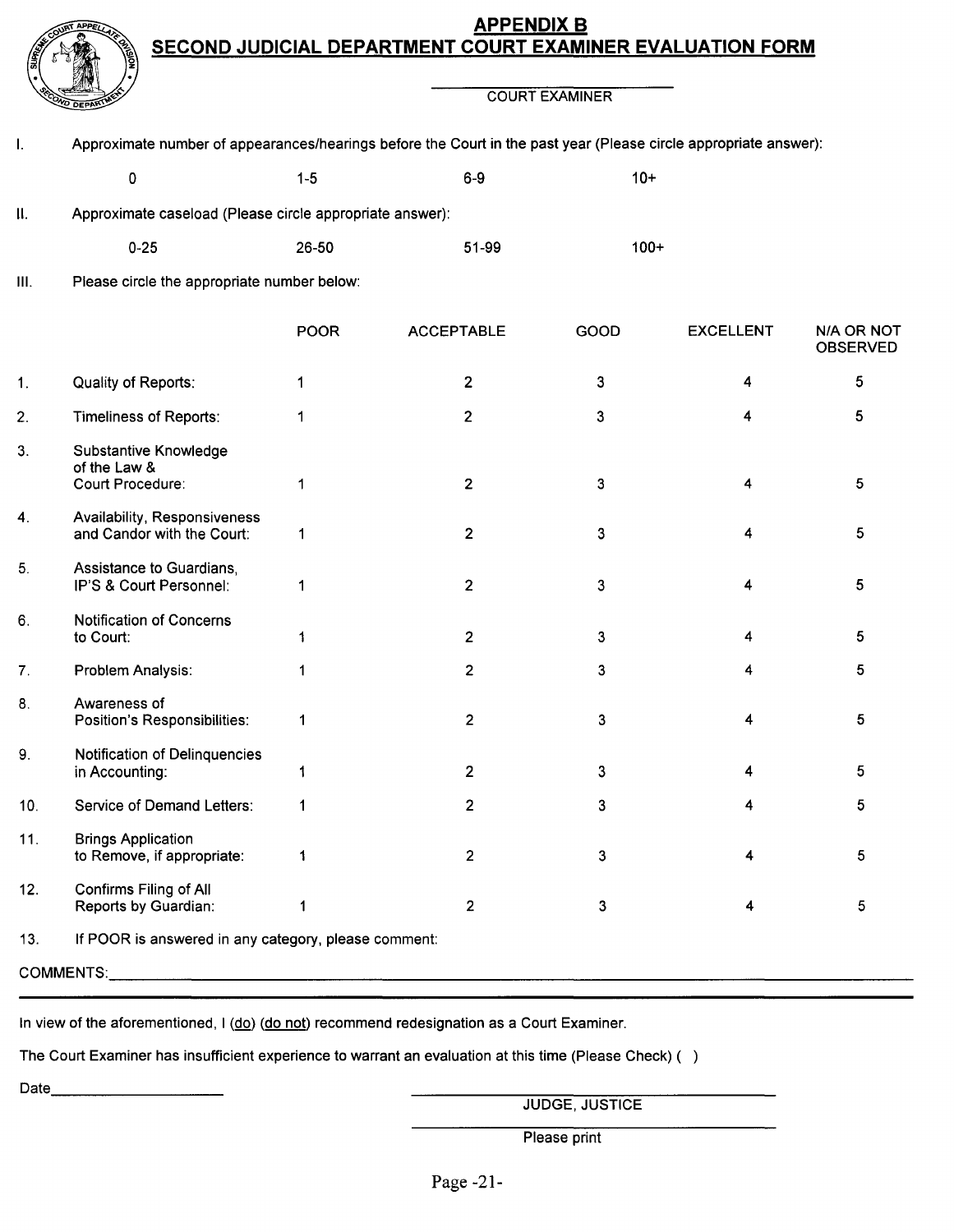# APPENDIX B

## SECOND JUDICIAL DEPARTMENT COURT EXAMINER EVALUATION FORM

\_\_\_\_\_\_\_\_\_\_\_\_\_\_\_\_\_\_\_\_\_\_\_\_\_\_\_\_\_\_
COURT EXAMINER

I. Approximate number of appearances/hearings before the Court in the past year (Please circle appropriate answer):

0 &nbsp;&nbsp;&nbsp; 1-5 &nbsp;&nbsp;&nbsp; 6-9 &nbsp;&nbsp;&nbsp; 10+

II. Approximate caseload (Please circle appropriate answer):

0-25 &nbsp;&nbsp;&nbsp; 26-50 &nbsp;&nbsp;&nbsp; 51-99 &nbsp;&nbsp;&nbsp; 100+

III. Please circle the appropriate number below:

| | | POOR | ACCEPTABLE | GOOD | EXCELLENT | N/A OR NOT OBSERVED |
|---|---|---|---|---|---|---|
| 1. | Quality of Reports: | 1 | 2 | 3 | 4 | 5 |
| 2. | Timeliness of Reports: | 1 | 2 | 3 | 4 | 5 |
| 3. | Substantive Knowledge of the Law & Court Procedure: | 1 | 2 | 3 | 4 | 5 |
| 4. | Availability, Responsiveness and Candor with the Court: | 1 | 2 | 3 | 4 | 5 |
| 5. | Assistance to Guardians, IP'S & Court Personnel: | 1 | 2 | 3 | 4 | 5 |
| 6. | Notification of Concerns to Court: | 1 | 2 | 3 | 4 | 5 |
| 7. | Problem Analysis: | 1 | 2 | 3 | 4 | 5 |
| 8. | Awareness of Position's Responsibilities: | 1 | 2 | 3 | 4 | 5 |
| 9. | Notification of Delinquencies in Accounting: | 1 | 2 | 3 | 4 | 5 |
| 10. | Service of Demand Letters: | 1 | 2 | 3 | 4 | 5 |
| 11. | Brings Application to Remove, if appropriate: | 1 | 2 | 3 | 4 | 5 |
| 12. | Confirms Filing of All Reports by Guardian: | 1 | 2 | 3 | 4 | 5 |

13. If POOR is answered in any category, please comment:

COMMENTS:\_\_\_\_\_\_\_\_\_\_\_\_\_\_\_\_\_\_\_\_\_\_\_\_\_\_\_\_\_\_\_\_\_\_\_\_\_\_\_\_\_\_\_\_\_\_\_\_\_\_\_\_\_\_\_\_

In view of the aforementioned, I (do) (do not) recommend redesignation as a Court Examiner.

The Court Examiner has insufficient experience to warrant an evaluation at this time (Please Check) ( )

Date\_\_\_\_\_\_\_\_\_\_\_\_\_\_\_\_\_\_\_\_

\_\_\_\_\_\_\_\_\_\_\_\_\_\_\_\_\_\_\_\_\_\_\_\_\_\_\_\_\_\_
JUDGE, JUSTICE

\_\_\_\_\_\_\_\_\_\_\_\_\_\_\_\_\_\_\_\_\_\_\_\_\_\_\_\_\_\_
Please print